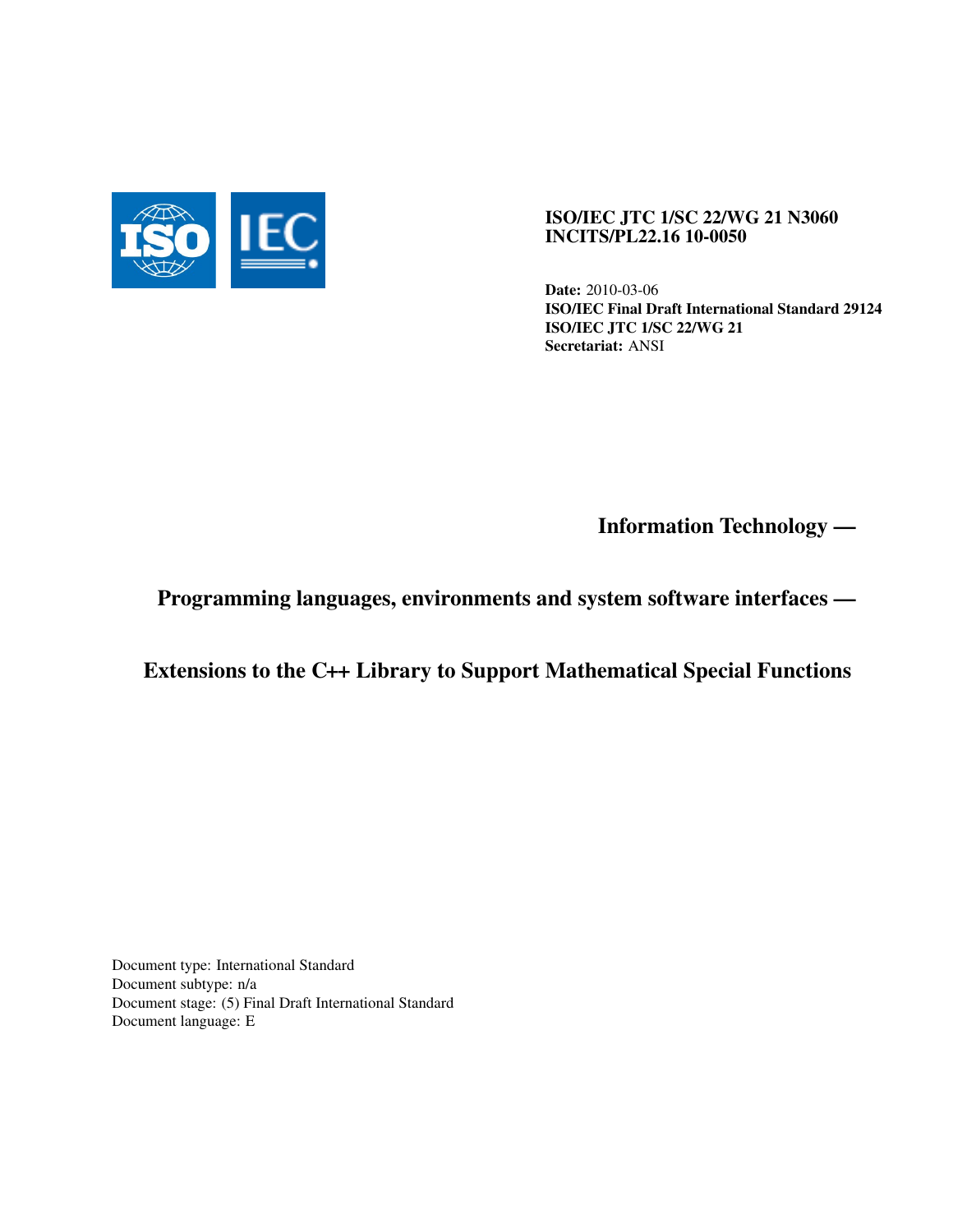**ISO/IEC JTC 1/SC 22/WG 21 N3060**
**INCITS/PL22.16 10-0050**

**Date:** 2010-03-06
**ISO/IEC Final Draft International Standard 29124**
**ISO/IEC JTC 1/SC 22/WG 21**
**Secretariat:** ANSI

# Information Technology —

# Programming languages, environments and system software interfaces —

# Extensions to the C++ Library to Support Mathematical Special Functions

Document type: International Standard
Document subtype: n/a
Document stage: (5) Final Draft International Standard
Document language: E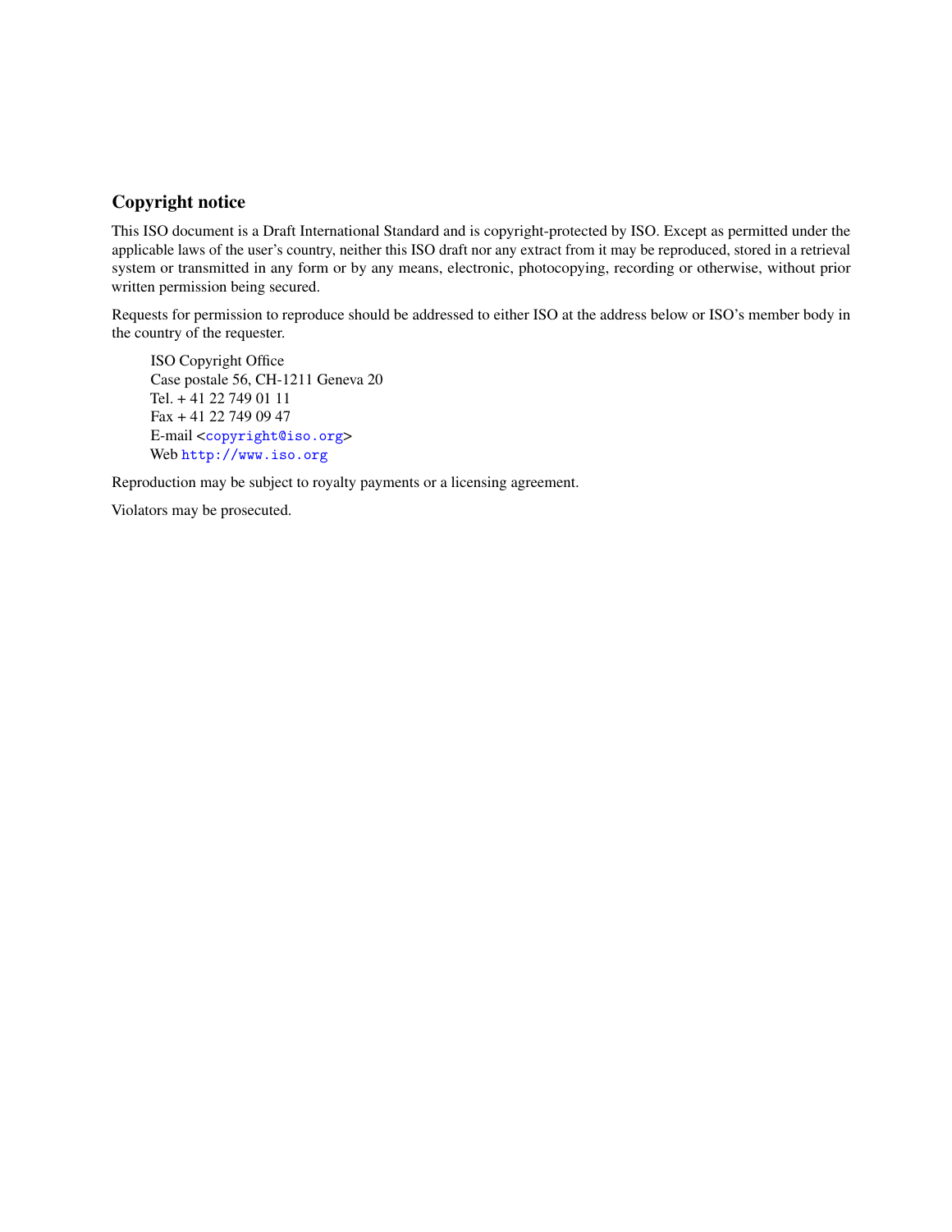## Copyright notice

This ISO document is a Draft International Standard and is copyright-protected by ISO. Except as permitted under the applicable laws of the user's country, neither this ISO draft nor any extract from it may be reproduced, stored in a retrieval system or transmitted in any form or by any means, electronic, photocopying, recording or otherwise, without prior written permission being secured.

Requests for permission to reproduce should be addressed to either ISO at the address below or ISO's member body in the country of the requester.

> ISO Copyright Office  
> Case postale 56, CH-1211 Geneva 20  
> Tel. + 41 22 749 01 11  
> Fax + 41 22 749 09 47  
> E-mail <copyright@iso.org>  
> Web http://www.iso.org

Reproduction may be subject to royalty payments or a licensing agreement.

Violators may be prosecuted.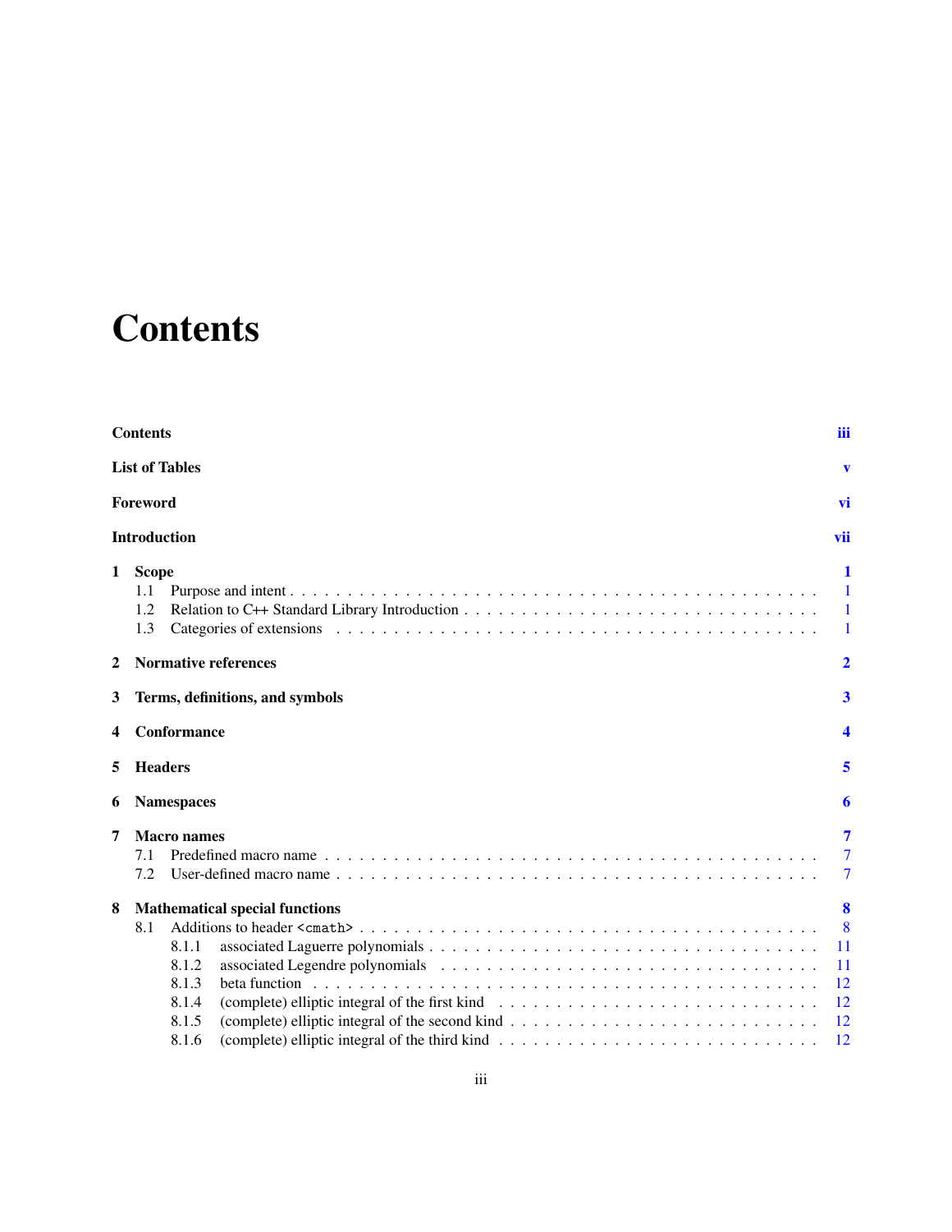# Contents

- **Contents** — iii
- **List of Tables** — v
- **Foreword** — vi
- **Introduction** — vii
- **1 Scope** — 1
  - 1.1 Purpose and intent — 1
  - 1.2 Relation to C++ Standard Library Introduction — 1
  - 1.3 Categories of extensions — 1
- **2 Normative references** — 2
- **3 Terms, definitions, and symbols** — 3
- **4 Conformance** — 4
- **5 Headers** — 5
- **6 Namespaces** — 6
- **7 Macro names** — 7
  - 7.1 Predefined macro name — 7
  - 7.2 User-defined macro name — 7
- **8 Mathematical special functions** — 8
  - 8.1 Additions to header `<cmath>` — 8
    - 8.1.1 associated Laguerre polynomials — 11
    - 8.1.2 associated Legendre polynomials — 11
    - 8.1.3 beta function — 12
    - 8.1.4 (complete) elliptic integral of the first kind — 12
    - 8.1.5 (complete) elliptic integral of the second kind — 12
    - 8.1.6 (complete) elliptic integral of the third kind — 12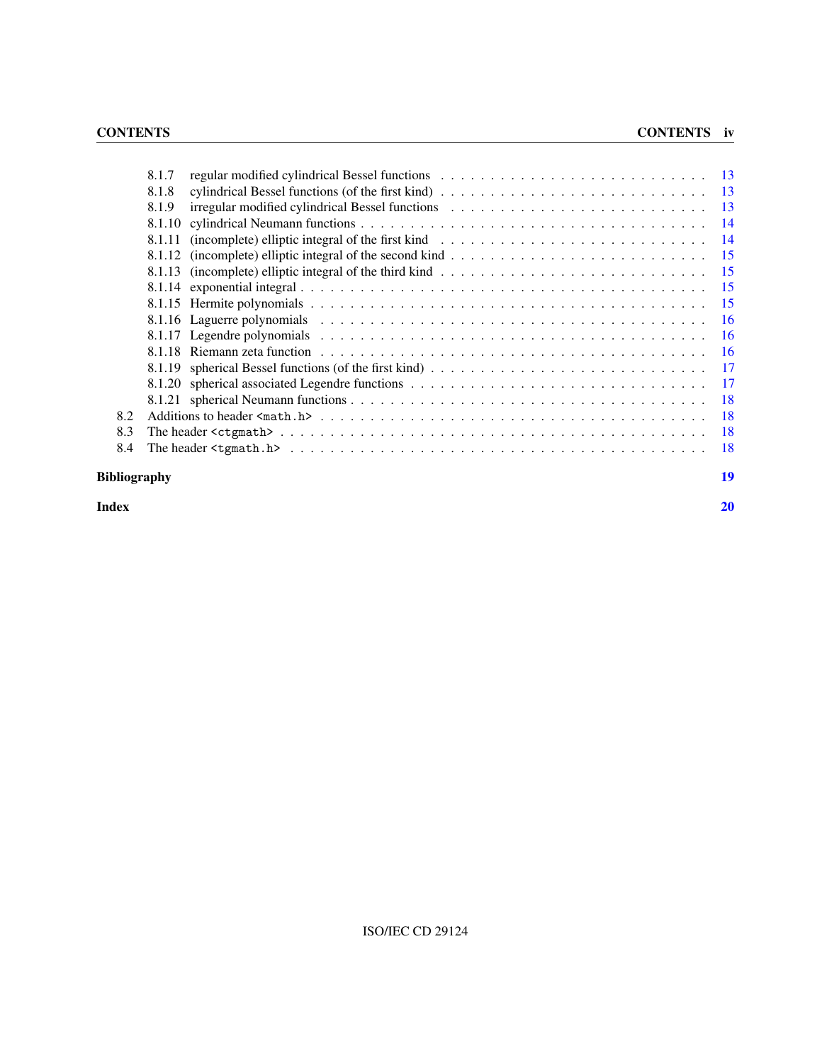- 8.1.7 regular modified cylindrical Bessel functions . . . 13
- 8.1.8 cylindrical Bessel functions (of the first kind) . . . 13
- 8.1.9 irregular modified cylindrical Bessel functions . . . 13
- 8.1.10 cylindrical Neumann functions . . . 14
- 8.1.11 (incomplete) elliptic integral of the first kind . . . 14
- 8.1.12 (incomplete) elliptic integral of the second kind . . . 15
- 8.1.13 (incomplete) elliptic integral of the third kind . . . 15
- 8.1.14 exponential integral . . . 15
- 8.1.15 Hermite polynomials . . . 15
- 8.1.16 Laguerre polynomials . . . 16
- 8.1.17 Legendre polynomials . . . 16
- 8.1.18 Riemann zeta function . . . 16
- 8.1.19 spherical Bessel functions (of the first kind) . . . 17
- 8.1.20 spherical associated Legendre functions . . . 17
- 8.1.21 spherical Neumann functions . . . 18

8.2 Additions to header `<math.h>` . . . 18

8.3 The header `<ctgmath>` . . . 18

8.4 The header `<tgmath.h>` . . . 18

**Bibliography** **19**

**Index** **20**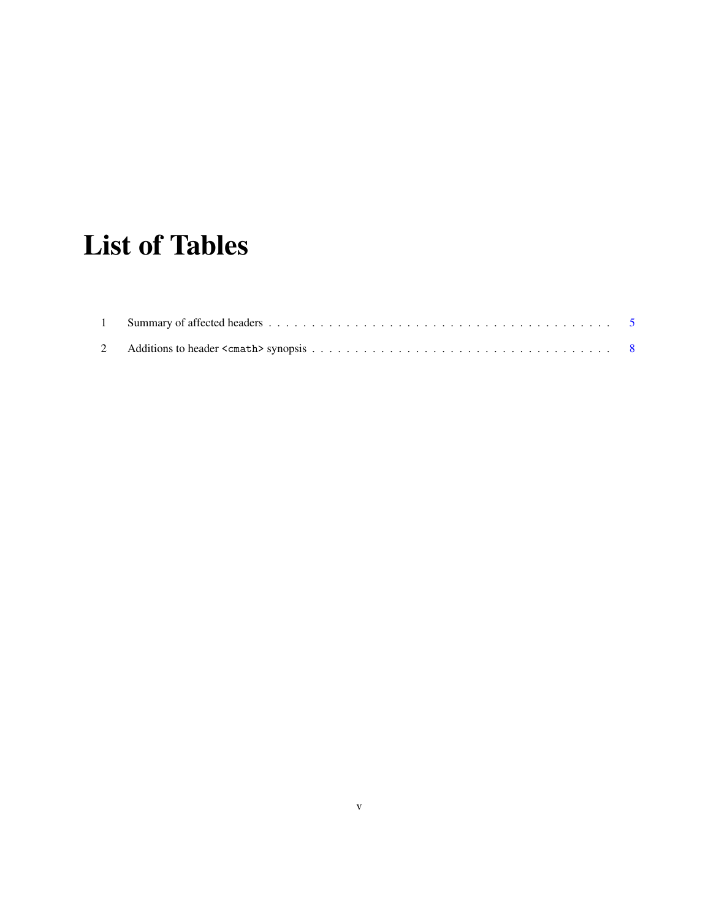# List of Tables

1 Summary of affected headers . . . . . . . . . . . . . . . . . . . . . . . . . . . . . . . . . . . . . . . 5

2 Additions to header `<cmath>` synopsis . . . . . . . . . . . . . . . . . . . . . . . . . . . . . . . . . 8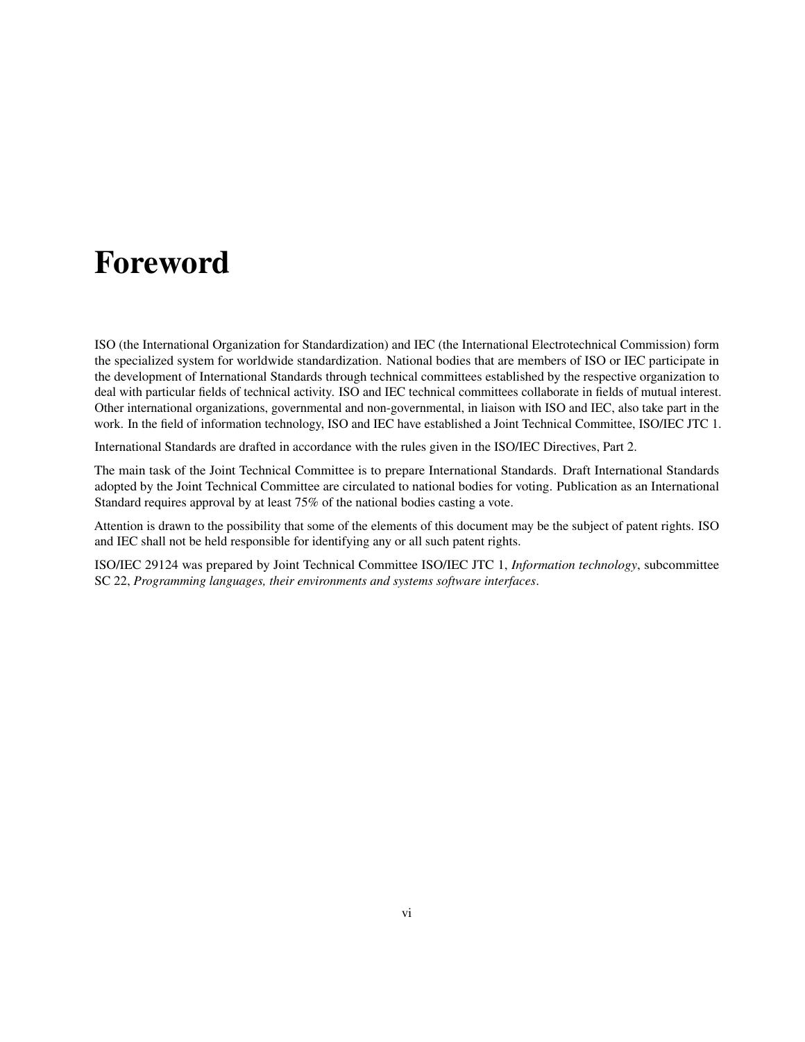# Foreword

ISO (the International Organization for Standardization) and IEC (the International Electrotechnical Commission) form the specialized system for worldwide standardization. National bodies that are members of ISO or IEC participate in the development of International Standards through technical committees established by the respective organization to deal with particular fields of technical activity. ISO and IEC technical committees collaborate in fields of mutual interest. Other international organizations, governmental and non-governmental, in liaison with ISO and IEC, also take part in the work. In the field of information technology, ISO and IEC have established a Joint Technical Committee, ISO/IEC JTC 1.

International Standards are drafted in accordance with the rules given in the ISO/IEC Directives, Part 2.

The main task of the Joint Technical Committee is to prepare International Standards. Draft International Standards adopted by the Joint Technical Committee are circulated to national bodies for voting. Publication as an International Standard requires approval by at least 75% of the national bodies casting a vote.

Attention is drawn to the possibility that some of the elements of this document may be the subject of patent rights. ISO and IEC shall not be held responsible for identifying any or all such patent rights.

ISO/IEC 29124 was prepared by Joint Technical Committee ISO/IEC JTC 1, *Information technology*, subcommittee SC 22, *Programming languages, their environments and systems software interfaces*.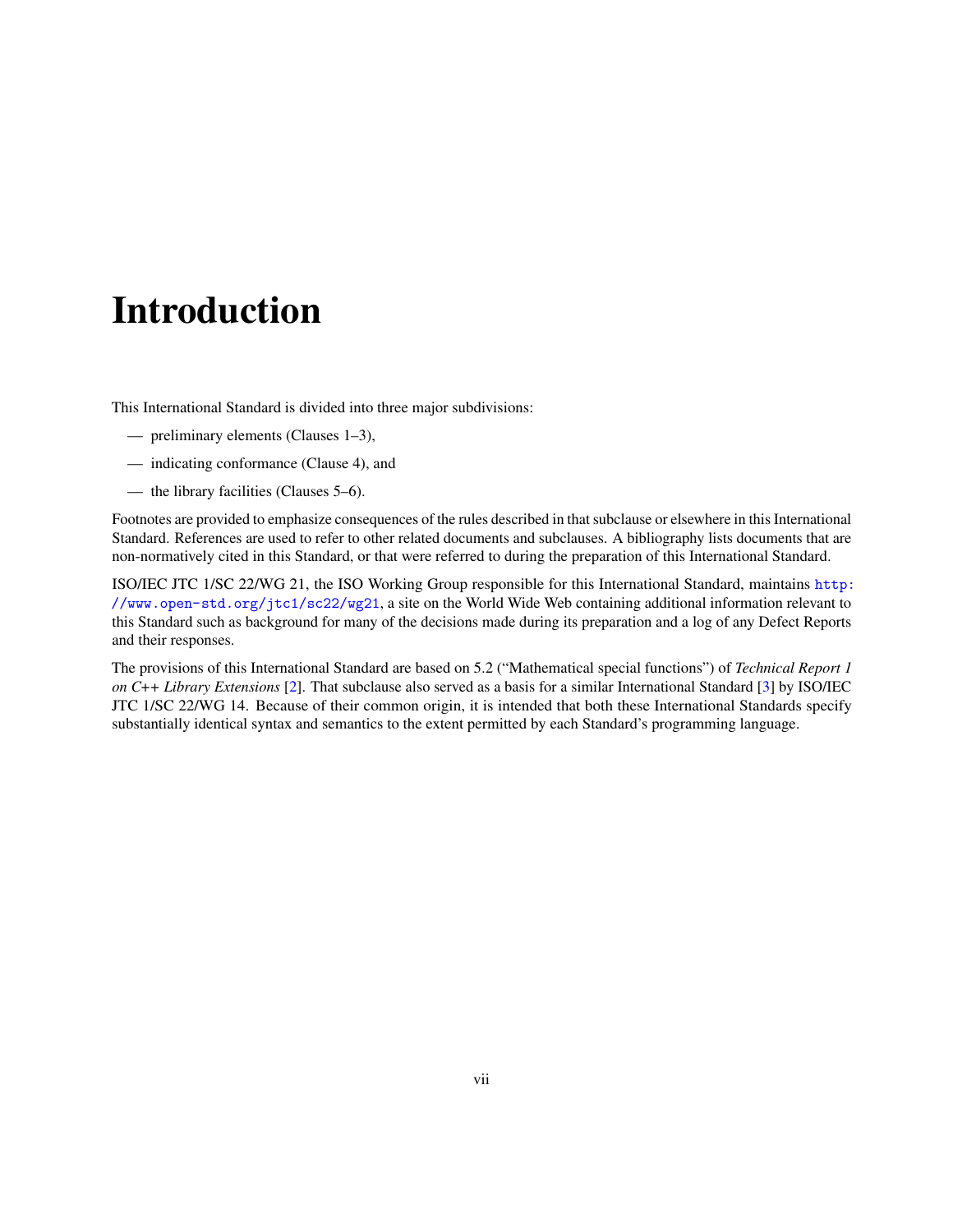# Introduction

This International Standard is divided into three major subdivisions:

- — preliminary elements (Clauses 1–3),
- — indicating conformance (Clause 4), and
- — the library facilities (Clauses 5–6).

Footnotes are provided to emphasize consequences of the rules described in that subclause or elsewhere in this International Standard. References are used to refer to other related documents and subclauses. A bibliography lists documents that are non-normatively cited in this Standard, or that were referred to during the preparation of this International Standard.

ISO/IEC JTC 1/SC 22/WG 21, the ISO Working Group responsible for this International Standard, maintains `http://www.open-std.org/jtc1/sc22/wg21`, a site on the World Wide Web containing additional information relevant to this Standard such as background for many of the decisions made during its preparation and a log of any Defect Reports and their responses.

The provisions of this International Standard are based on 5.2 ("Mathematical special functions") of *Technical Report 1 on C++ Library Extensions* [2]. That subclause also served as a basis for a similar International Standard [3] by ISO/IEC JTC 1/SC 22/WG 14. Because of their common origin, it is intended that both these International Standards specify substantially identical syntax and semantics to the extent permitted by each Standard's programming language.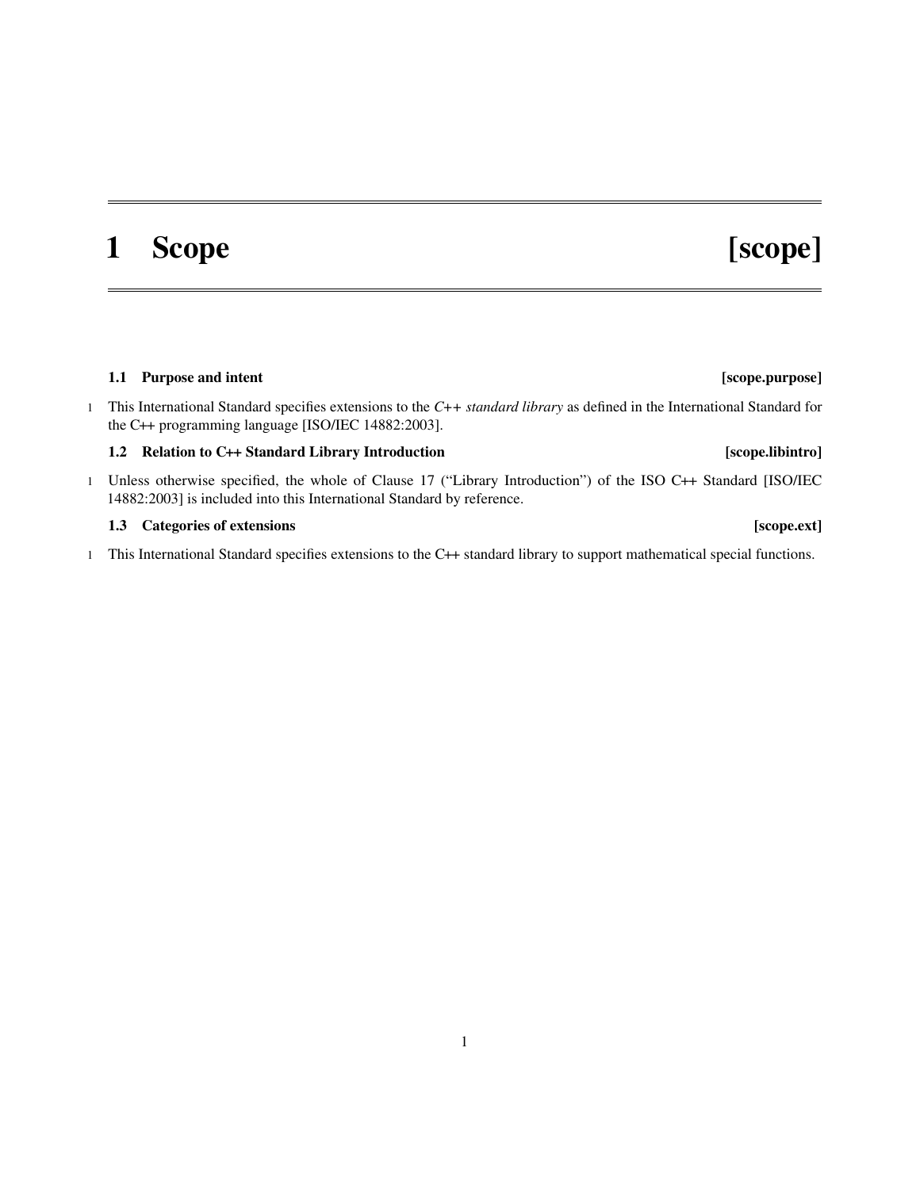# 1 Scope [scope]

## 1.1 Purpose and intent [scope.purpose]

1 This International Standard specifies extensions to the *C++ standard library* as defined in the International Standard for the C++ programming language [ISO/IEC 14882:2003].

## 1.2 Relation to C++ Standard Library Introduction [scope.libintro]

1 Unless otherwise specified, the whole of Clause 17 ("Library Introduction") of the ISO C++ Standard [ISO/IEC 14882:2003] is included into this International Standard by reference.

## 1.3 Categories of extensions [scope.ext]

1 This International Standard specifies extensions to the C++ standard library to support mathematical special functions.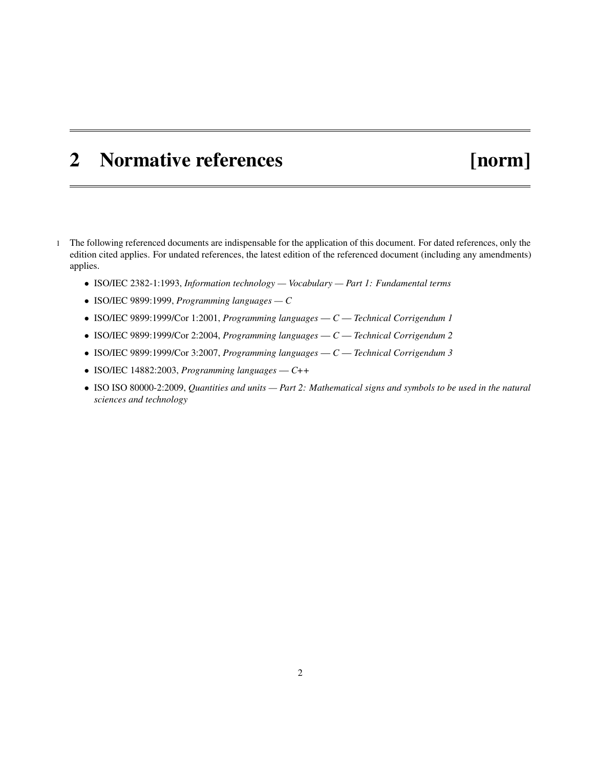# 2 Normative references [norm]

1 The following referenced documents are indispensable for the application of this document. For dated references, only the edition cited applies. For undated references, the latest edition of the referenced document (including any amendments) applies.

- ISO/IEC 2382-1:1993, *Information technology — Vocabulary — Part 1: Fundamental terms*
- ISO/IEC 9899:1999, *Programming languages — C*
- ISO/IEC 9899:1999/Cor 1:2001, *Programming languages — C — Technical Corrigendum 1*
- ISO/IEC 9899:1999/Cor 2:2004, *Programming languages — C — Technical Corrigendum 2*
- ISO/IEC 9899:1999/Cor 3:2007, *Programming languages — C — Technical Corrigendum 3*
- ISO/IEC 14882:2003, *Programming languages — C++*
- ISO ISO 80000-2:2009, *Quantities and units — Part 2: Mathematical signs and symbols to be used in the natural sciences and technology*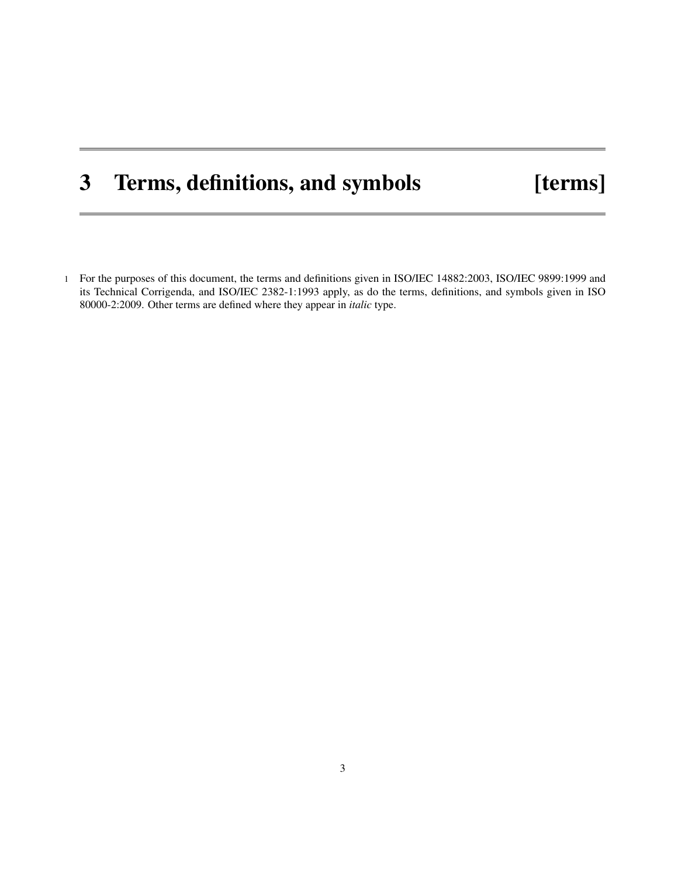# 3 Terms, definitions, and symbols [terms]

1 For the purposes of this document, the terms and definitions given in ISO/IEC 14882:2003, ISO/IEC 9899:1999 and its Technical Corrigenda, and ISO/IEC 2382-1:1993 apply, as do the terms, definitions, and symbols given in ISO 80000-2:2009. Other terms are defined where they appear in *italic* type.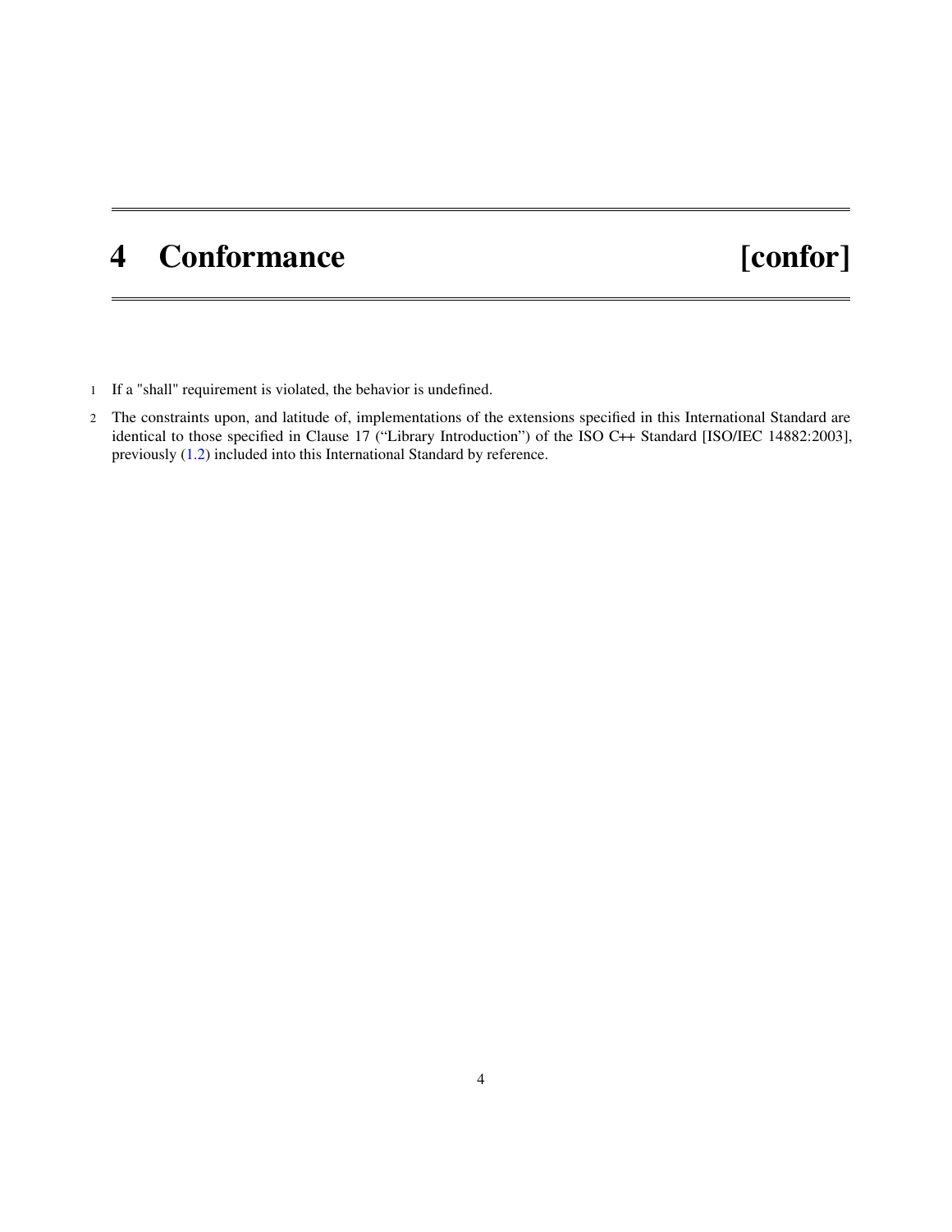# 4 Conformance [confor]

1 If a "shall" requirement is violated, the behavior is undefined.

2 The constraints upon, and latitude of, implementations of the extensions specified in this International Standard are identical to those specified in Clause 17 (“Library Introduction”) of the ISO C++ Standard [ISO/IEC 14882:2003], previously (1.2) included into this International Standard by reference.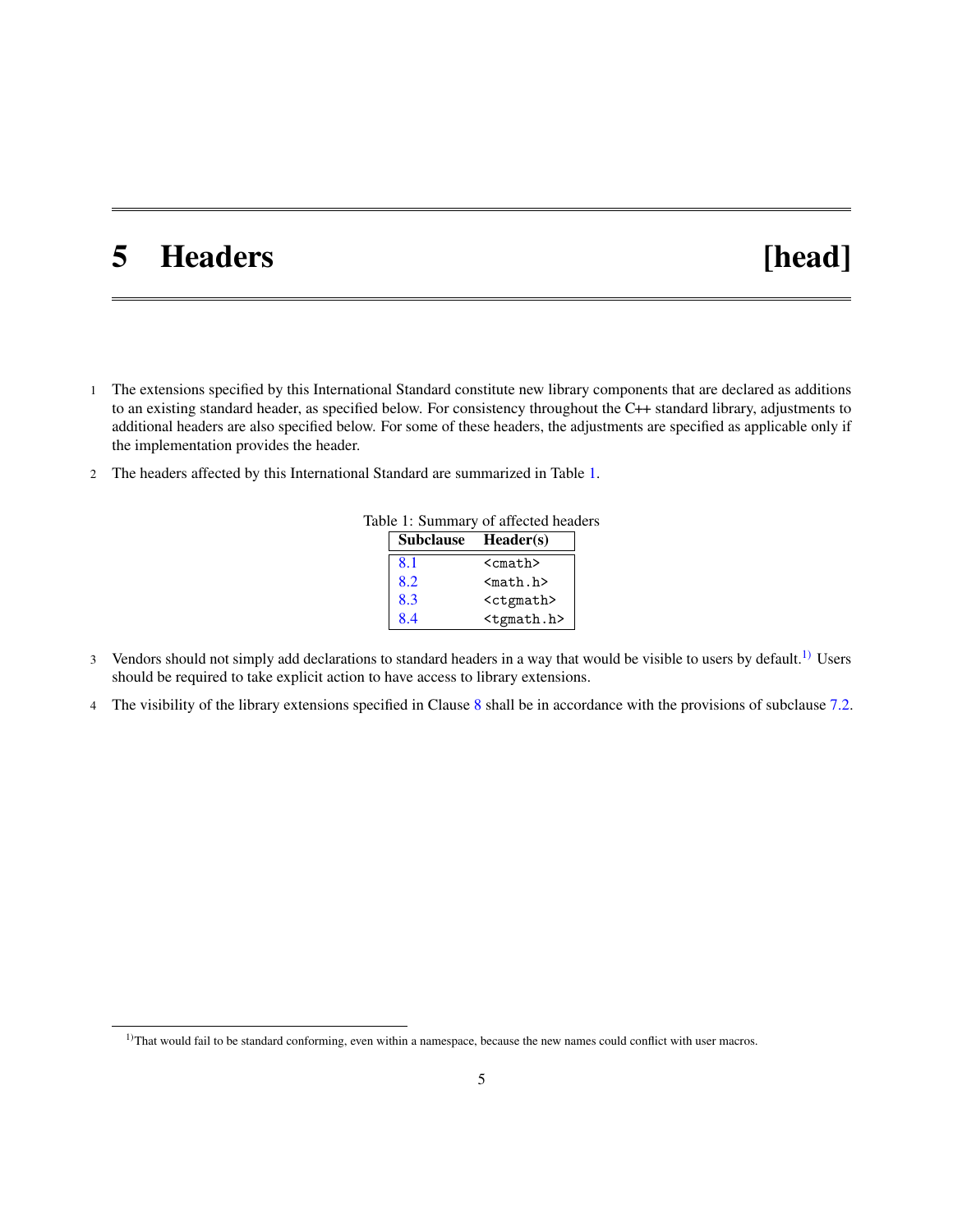# 5 Headers [head]

1 The extensions specified by this International Standard constitute new library components that are declared as additions to an existing standard header, as specified below. For consistency throughout the C++ standard library, adjustments to additional headers are also specified below. For some of these headers, the adjustments are specified as applicable only if the implementation provides the header.

2 The headers affected by this International Standard are summarized in Table 1.

Table 1: Summary of affected headers

| Subclause | Header(s) |
|---|---|
| 8.1 | `<cmath>` |
| 8.2 | `<math.h>` |
| 8.3 | `<ctgmath>` |
| 8.4 | `<tgmath.h>` |

3 Vendors should not simply add declarations to standard headers in a way that would be visible to users by default.[1)] Users should be required to take explicit action to have access to library extensions.

4 The visibility of the library extensions specified in Clause 8 shall be in accordance with the provisions of subclause 7.2.

---

[1)] That would fail to be standard conforming, even within a namespace, because the new names could conflict with user macros.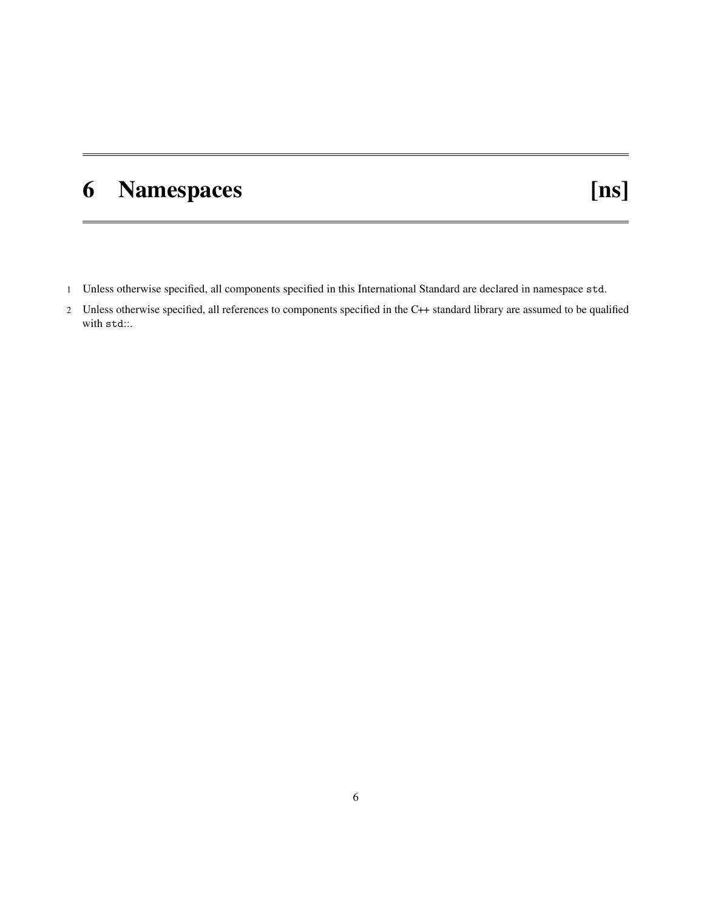# 6 Namespaces [ns]

1 Unless otherwise specified, all components specified in this International Standard are declared in namespace `std`.

2 Unless otherwise specified, all references to components specified in the C++ standard library are assumed to be qualified with `std::`.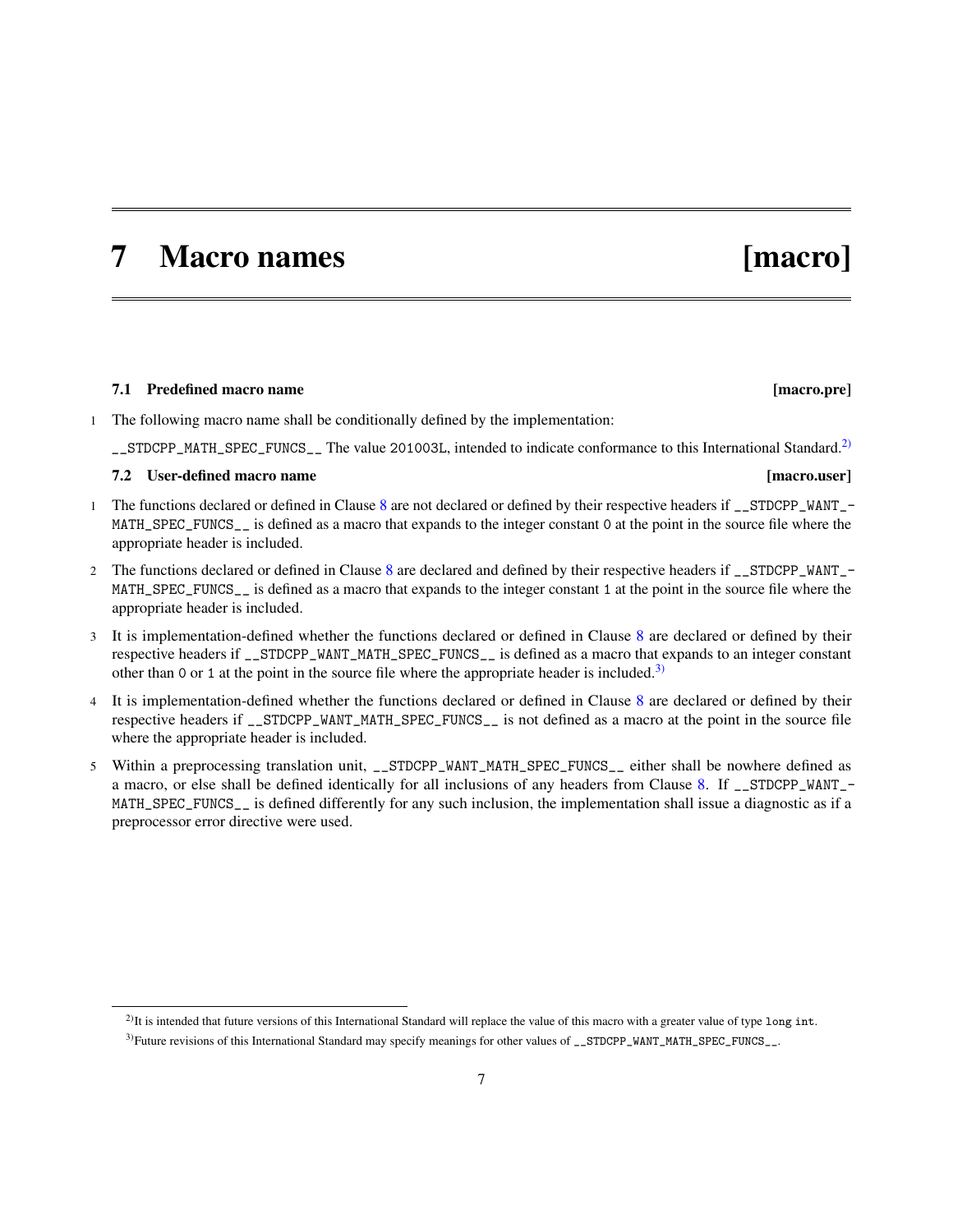# 7 Macro names [macro]

## 7.1 Predefined macro name [macro.pre]

1 The following macro name shall be conditionally defined by the implementation:

`__STDCPP_MATH_SPEC_FUNCS__` The value `201003L`, intended to indicate conformance to this International Standard.[2)]

## 7.2 User-defined macro name [macro.user]

1 The functions declared or defined in Clause 8 are not declared or defined by their respective headers if `__STDCPP_WANT_MATH_SPEC_FUNCS__` is defined as a macro that expands to the integer constant `0` at the point in the source file where the appropriate header is included.

2 The functions declared or defined in Clause 8 are declared and defined by their respective headers if `__STDCPP_WANT_MATH_SPEC_FUNCS__` is defined as a macro that expands to the integer constant `1` at the point in the source file where the appropriate header is included.

3 It is implementation-defined whether the functions declared or defined in Clause 8 are declared or defined by their respective headers if `__STDCPP_WANT_MATH_SPEC_FUNCS__` is defined as a macro that expands to an integer constant other than `0` or `1` at the point in the source file where the appropriate header is included.[3)]

4 It is implementation-defined whether the functions declared or defined in Clause 8 are declared or defined by their respective headers if `__STDCPP_WANT_MATH_SPEC_FUNCS__` is not defined as a macro at the point in the source file where the appropriate header is included.

5 Within a preprocessing translation unit, `__STDCPP_WANT_MATH_SPEC_FUNCS__` either shall be nowhere defined as a macro, or else shall be defined identically for all inclusions of any headers from Clause 8. If `__STDCPP_WANT_MATH_SPEC_FUNCS__` is defined differently for any such inclusion, the implementation shall issue a diagnostic as if a preprocessor error directive were used.

---

[2)] It is intended that future versions of this International Standard will replace the value of this macro with a greater value of type `long int`.

[3)] Future revisions of this International Standard may specify meanings for other values of `__STDCPP_WANT_MATH_SPEC_FUNCS__`.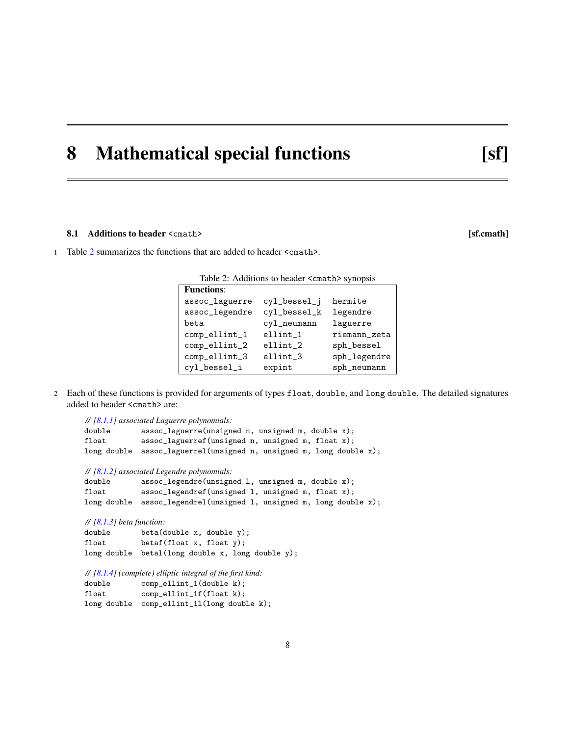# 8 Mathematical special functions [sf]

## 8.1 Additions to header `<cmath>` [sf.cmath]

1 Table 2 summarizes the functions that are added to header `<cmath>`.

Table 2: Additions to header `<cmath>` synopsis

| **Functions**: | | |
|---|---|---|
| `assoc_laguerre` | `cyl_bessel_j` | `hermite` |
| `assoc_legendre` | `cyl_bessel_k` | `legendre` |
| `beta` | `cyl_neumann` | `laguerre` |
| `comp_ellint_1` | `ellint_1` | `riemann_zeta` |
| `comp_ellint_2` | `ellint_2` | `sph_bessel` |
| `comp_ellint_3` | `ellint_3` | `sph_legendre` |
| `cyl_bessel_i` | `expint` | `sph_neumann` |

2 Each of these functions is provided for arguments of types `float`, `double`, and `long double`. The detailed signatures added to header `<cmath>` are:

```
// [8.1.1] associated Laguerre polynomials:
double       assoc_laguerre(unsigned n, unsigned m, double x);
float        assoc_laguerref(unsigned n, unsigned m, float x);
long double  assoc_laguerrel(unsigned n, unsigned m, long double x);

// [8.1.2] associated Legendre polynomials:
double       assoc_legendre(unsigned l, unsigned m, double x);
float        assoc_legendref(unsigned l, unsigned m, float x);
long double  assoc_legendrel(unsigned l, unsigned m, long double x);

// [8.1.3] beta function:
double       beta(double x, double y);
float        betaf(float x, float y);
long double  betal(long double x, long double y);

// [8.1.4] (complete) elliptic integral of the first kind:
double       comp_ellint_1(double k);
float        comp_ellint_1f(float k);
long double  comp_ellint_1l(long double k);
```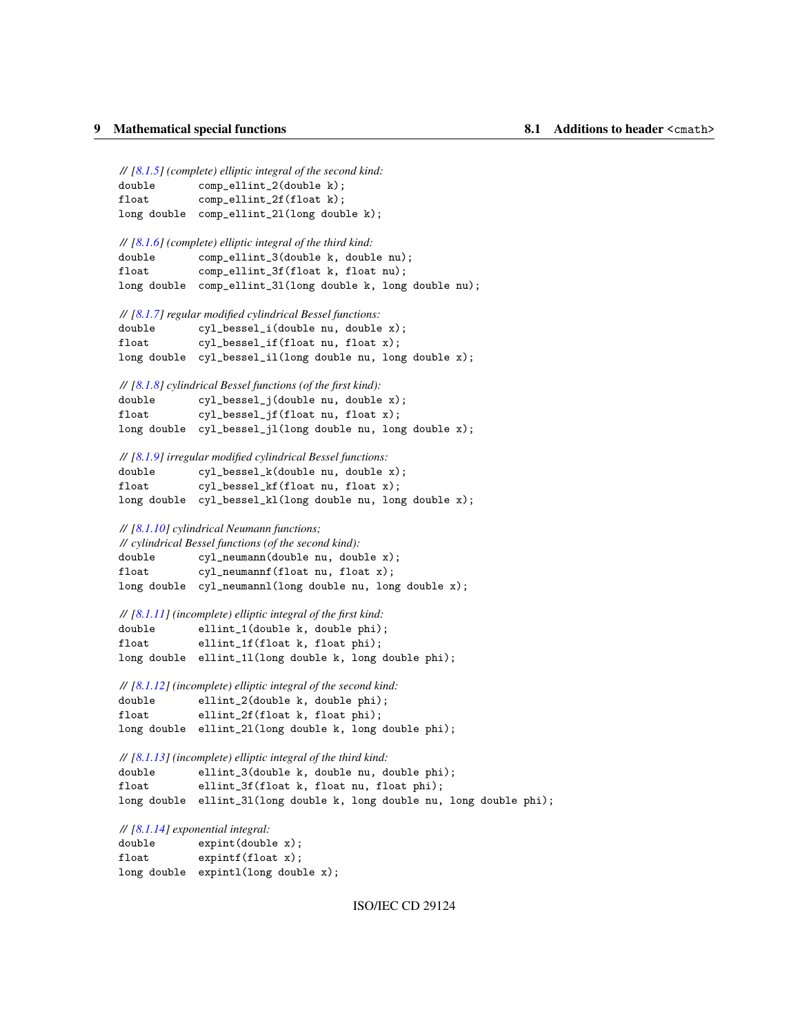```
// [8.1.5] (complete) elliptic integral of the second kind:
double       comp_ellint_2(double k);
float        comp_ellint_2f(float k);
long double  comp_ellint_2l(long double k);

// [8.1.6] (complete) elliptic integral of the third kind:
double       comp_ellint_3(double k, double nu);
float        comp_ellint_3f(float k, float nu);
long double  comp_ellint_3l(long double k, long double nu);

// [8.1.7] regular modified cylindrical Bessel functions:
double       cyl_bessel_i(double nu, double x);
float        cyl_bessel_if(float nu, float x);
long double  cyl_bessel_il(long double nu, long double x);

// [8.1.8] cylindrical Bessel functions (of the first kind):
double       cyl_bessel_j(double nu, double x);
float        cyl_bessel_jf(float nu, float x);
long double  cyl_bessel_jl(long double nu, long double x);

// [8.1.9] irregular modified cylindrical Bessel functions:
double       cyl_bessel_k(double nu, double x);
float        cyl_bessel_kf(float nu, float x);
long double  cyl_bessel_kl(long double nu, long double x);

// [8.1.10] cylindrical Neumann functions;
// cylindrical Bessel functions (of the second kind):
double       cyl_neumann(double nu, double x);
float        cyl_neumannf(float nu, float x);
long double  cyl_neumannl(long double nu, long double x);

// [8.1.11] (incomplete) elliptic integral of the first kind:
double       ellint_1(double k, double phi);
float        ellint_1f(float k, float phi);
long double  ellint_1l(long double k, long double phi);

// [8.1.12] (incomplete) elliptic integral of the second kind:
double       ellint_2(double k, double phi);
float        ellint_2f(float k, float phi);
long double  ellint_2l(long double k, long double phi);

// [8.1.13] (incomplete) elliptic integral of the third kind:
double       ellint_3(double k, double nu, double phi);
float        ellint_3f(float k, float nu, float phi);
long double  ellint_3l(long double k, long double nu, long double phi);

// [8.1.14] exponential integral:
double       expint(double x);
float        expintf(float x);
long double  expintl(long double x);
```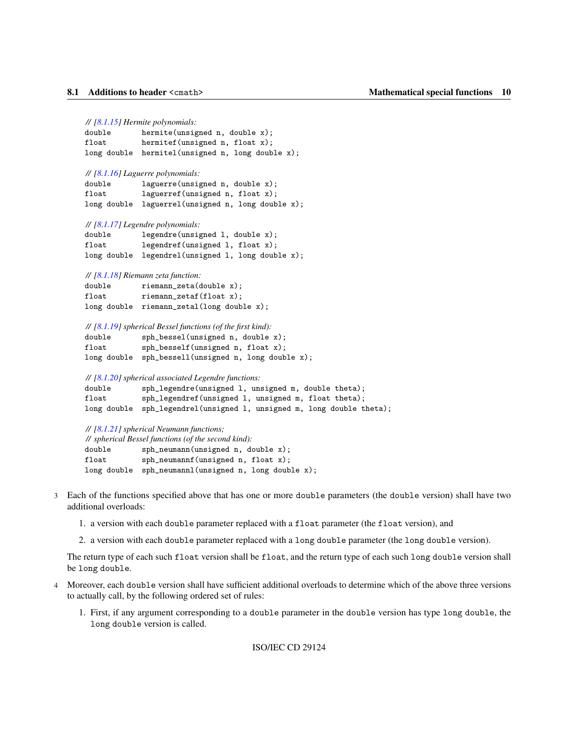```
// [8.1.15] Hermite polynomials:
double       hermite(unsigned n, double x);
float        hermitef(unsigned n, float x);
long double  hermitel(unsigned n, long double x);

// [8.1.16] Laguerre polynomials:
double       laguerre(unsigned n, double x);
float        laguerref(unsigned n, float x);
long double  laguerrel(unsigned n, long double x);

// [8.1.17] Legendre polynomials:
double       legendre(unsigned l, double x);
float        legendref(unsigned l, float x);
long double  legendrel(unsigned l, long double x);

// [8.1.18] Riemann zeta function:
double       riemann_zeta(double x);
float        riemann_zetaf(float x);
long double  riemann_zetal(long double x);

// [8.1.19] spherical Bessel functions (of the first kind):
double       sph_bessel(unsigned n, double x);
float        sph_besself(unsigned n, float x);
long double  sph_bessell(unsigned n, long double x);

// [8.1.20] spherical associated Legendre functions:
double       sph_legendre(unsigned l, unsigned m, double theta);
float        sph_legendref(unsigned l, unsigned m, float theta);
long double  sph_legendrel(unsigned l, unsigned m, long double theta);

// [8.1.21] spherical Neumann functions;
// spherical Bessel functions (of the second kind):
double       sph_neumann(unsigned n, double x);
float        sph_neumannf(unsigned n, float x);
long double  sph_neumannl(unsigned n, long double x);
```

3 Each of the functions specified above that has one or more `double` parameters (the `double` version) shall have two additional overloads:

1. a version with each `double` parameter replaced with a `float` parameter (the `float` version), and
2. a version with each `double` parameter replaced with a `long double` parameter (the `long double` version).

The return type of each such `float` version shall be `float`, and the return type of each such `long double` version shall be `long double`.

4 Moreover, each `double` version shall have sufficient additional overloads to determine which of the above three versions to actually call, by the following ordered set of rules:

1. First, if any argument corresponding to a `double` parameter in the `double` version has type `long double`, the `long double` version is called.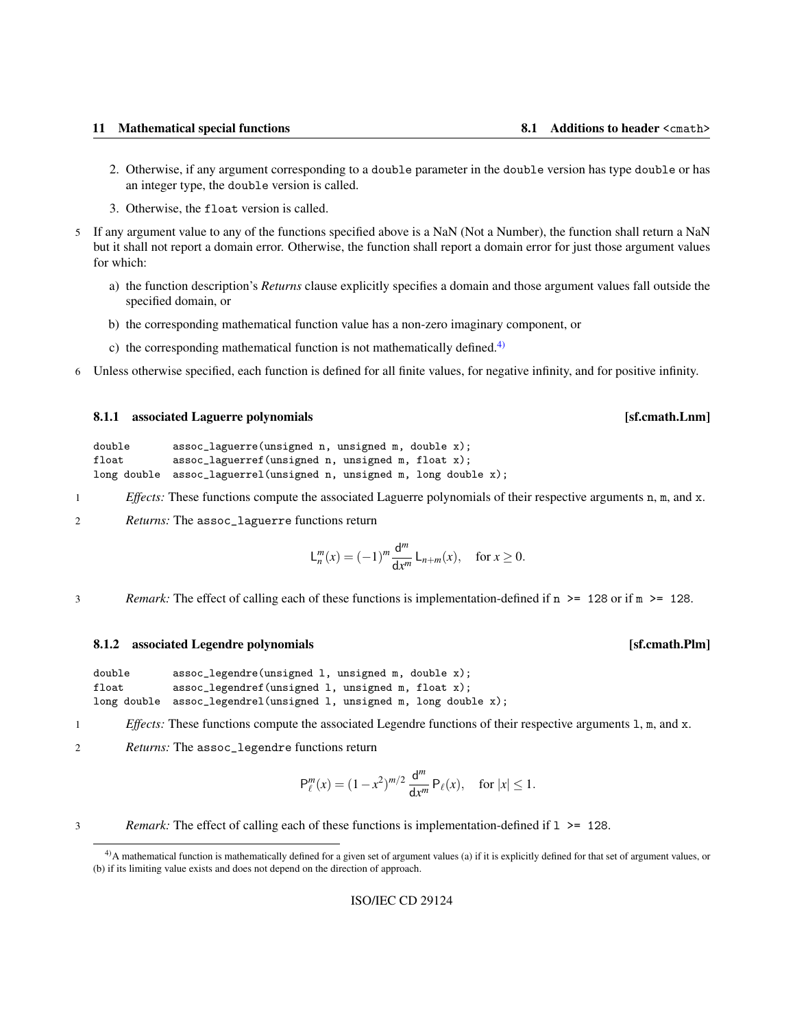2. Otherwise, if any argument corresponding to a `double` parameter in the `double` version has type `double` or has an integer type, the `double` version is called.

3. Otherwise, the `float` version is called.

5 If any argument value to any of the functions specified above is a NaN (Not a Number), the function shall return a NaN but it shall not report a domain error. Otherwise, the function shall report a domain error for just those argument values for which:

a) the function description's *Returns* clause explicitly specifies a domain and those argument values fall outside the specified domain, or

b) the corresponding mathematical function value has a non-zero imaginary component, or

c) the corresponding mathematical function is not mathematically defined.[4)]

6 Unless otherwise specified, each function is defined for all finite values, for negative infinity, and for positive infinity.

### 8.1.1 associated Laguerre polynomials [sf.cmath.Lnm]

```
double       assoc_laguerre(unsigned n, unsigned m, double x);
float        assoc_laguerref(unsigned n, unsigned m, float x);
long double  assoc_laguerrel(unsigned n, unsigned m, long double x);
```

1 *Effects:* These functions compute the associated Laguerre polynomials of their respective arguments `n`, `m`, and `x`.

2 *Returns:* The `assoc_laguerre` functions return

$$\mathsf{L}_n^m(x) = (-1)^m \frac{\mathsf{d}^m}{\mathsf{d}x^m} \mathsf{L}_{n+m}(x), \quad \text{for } x \geq 0.$$

3 *Remark:* The effect of calling each of these functions is implementation-defined if `n >= 128` or if `m >= 128`.

### 8.1.2 associated Legendre polynomials [sf.cmath.Plm]

```
double       assoc_legendre(unsigned l, unsigned m, double x);
float        assoc_legendref(unsigned l, unsigned m, float x);
long double  assoc_legendrel(unsigned l, unsigned m, long double x);
```

1 *Effects:* These functions compute the associated Legendre functions of their respective arguments `l`, `m`, and `x`.

2 *Returns:* The `assoc_legendre` functions return

$$\mathsf{P}_\ell^m(x) = (1-x^2)^{m/2} \frac{\mathsf{d}^m}{\mathsf{d}x^m} \mathsf{P}_\ell(x), \quad \text{for } |x| \leq 1.$$

3 *Remark:* The effect of calling each of these functions is implementation-defined if `l >= 128`.

---

[4)] A mathematical function is mathematically defined for a given set of argument values (a) if it is explicitly defined for that set of argument values, or (b) if its limiting value exists and does not depend on the direction of approach.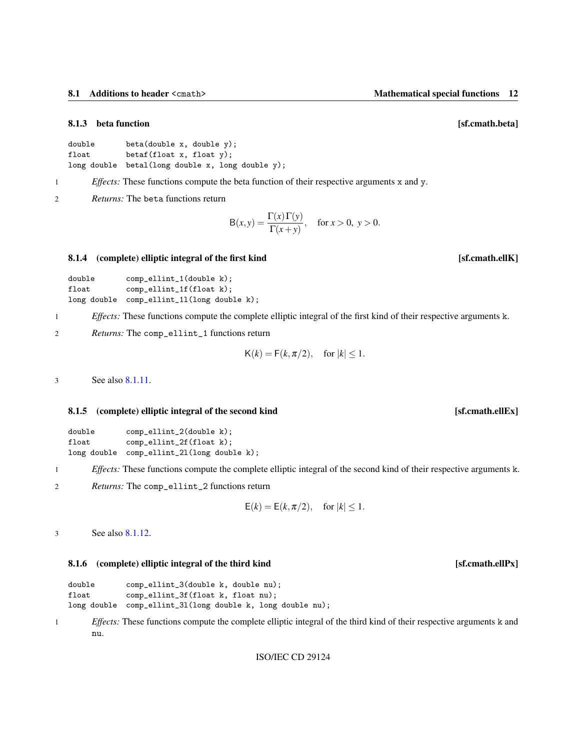### 8.1.3 beta function [sf.cmath.beta]

```
double      beta(double x, double y);
float       betaf(float x, float y);
long double betal(long double x, long double y);
```

1 *Effects:* These functions compute the beta function of their respective arguments x and y.

2 *Returns:* The beta functions return

$$\mathsf{B}(x,y) = \frac{\Gamma(x)\,\Gamma(y)}{\Gamma(x+y)}, \quad \text{for } x > 0,\ y > 0.$$

### 8.1.4 (complete) elliptic integral of the first kind [sf.cmath.ellK]

```
double      comp_ellint_1(double k);
float       comp_ellint_1f(float k);
long double comp_ellint_1l(long double k);
```

1 *Effects:* These functions compute the complete elliptic integral of the first kind of their respective arguments k.

2 *Returns:* The comp_ellint_1 functions return

$$\mathsf{K}(k) = \mathsf{F}(k, \pi/2), \quad \text{for } |k| \le 1.$$

3 See also 8.1.11.

### 8.1.5 (complete) elliptic integral of the second kind [sf.cmath.ellEx]

```
double      comp_ellint_2(double k);
float       comp_ellint_2f(float k);
long double comp_ellint_2l(long double k);
```

1 *Effects:* These functions compute the complete elliptic integral of the second kind of their respective arguments k.

2 *Returns:* The comp_ellint_2 functions return

$$\mathsf{E}(k) = \mathsf{E}(k, \pi/2), \quad \text{for } |k| \le 1.$$

3 See also 8.1.12.

### 8.1.6 (complete) elliptic integral of the third kind [sf.cmath.ellPx]

```
double      comp_ellint_3(double k, double nu);
float       comp_ellint_3f(float k, float nu);
long double comp_ellint_3l(long double k, long double nu);
```

1 *Effects:* These functions compute the complete elliptic integral of the third kind of their respective arguments k and nu.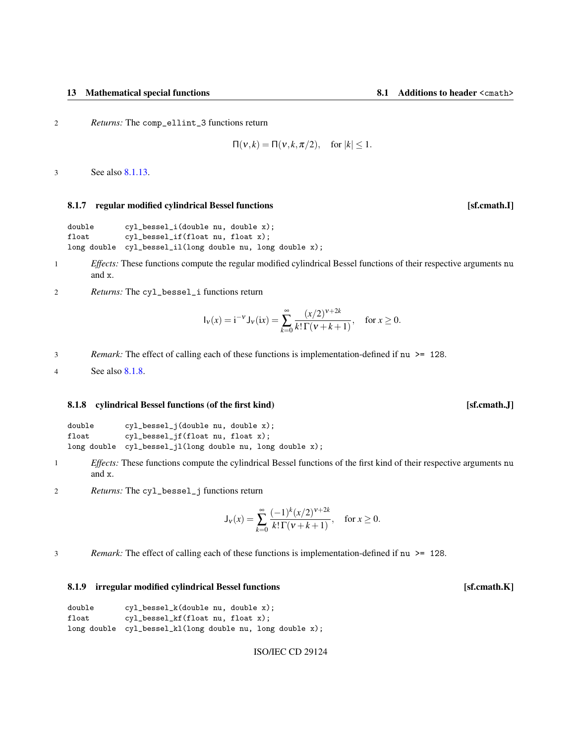2 *Returns:* The `comp_ellint_3` functions return

$$\Pi(\nu, k) = \Pi(\nu, k, \pi/2), \quad \text{for } |k| \leq 1.$$

3 See also 8.1.13.

### 8.1.7 regular modified cylindrical Bessel functions [sf.cmath.I]

```
double      cyl_bessel_i(double nu, double x);
float       cyl_bessel_if(float nu, float x);
long double cyl_bessel_il(long double nu, long double x);
```

1 *Effects:* These functions compute the regular modified cylindrical Bessel functions of their respective arguments `nu` and `x`.

2 *Returns:* The `cyl_bessel_i` functions return

$$\mathsf{I}_\nu(x) = \mathrm{i}^{-\nu} \mathsf{J}_\nu(\mathrm{i}x) = \sum_{k=0}^{\infty} \frac{(x/2)^{\nu+2k}}{k!\,\Gamma(\nu+k+1)}, \quad \text{for } x \geq 0.$$

3 *Remark:* The effect of calling each of these functions is implementation-defined if `nu >= 128`.

4 See also 8.1.8.

### 8.1.8 cylindrical Bessel functions (of the first kind) [sf.cmath.J]

```
double      cyl_bessel_j(double nu, double x);
float       cyl_bessel_jf(float nu, float x);
long double cyl_bessel_jl(long double nu, long double x);
```

1 *Effects:* These functions compute the cylindrical Bessel functions of the first kind of their respective arguments `nu` and `x`.

2 *Returns:* The `cyl_bessel_j` functions return

$$\mathsf{J}_\nu(x) = \sum_{k=0}^{\infty} \frac{(-1)^k (x/2)^{\nu+2k}}{k!\,\Gamma(\nu+k+1)}, \quad \text{for } x \geq 0.$$

3 *Remark:* The effect of calling each of these functions is implementation-defined if `nu >= 128`.

### 8.1.9 irregular modified cylindrical Bessel functions [sf.cmath.K]

```
double      cyl_bessel_k(double nu, double x);
float       cyl_bessel_kf(float nu, float x);
long double cyl_bessel_kl(long double nu, long double x);
```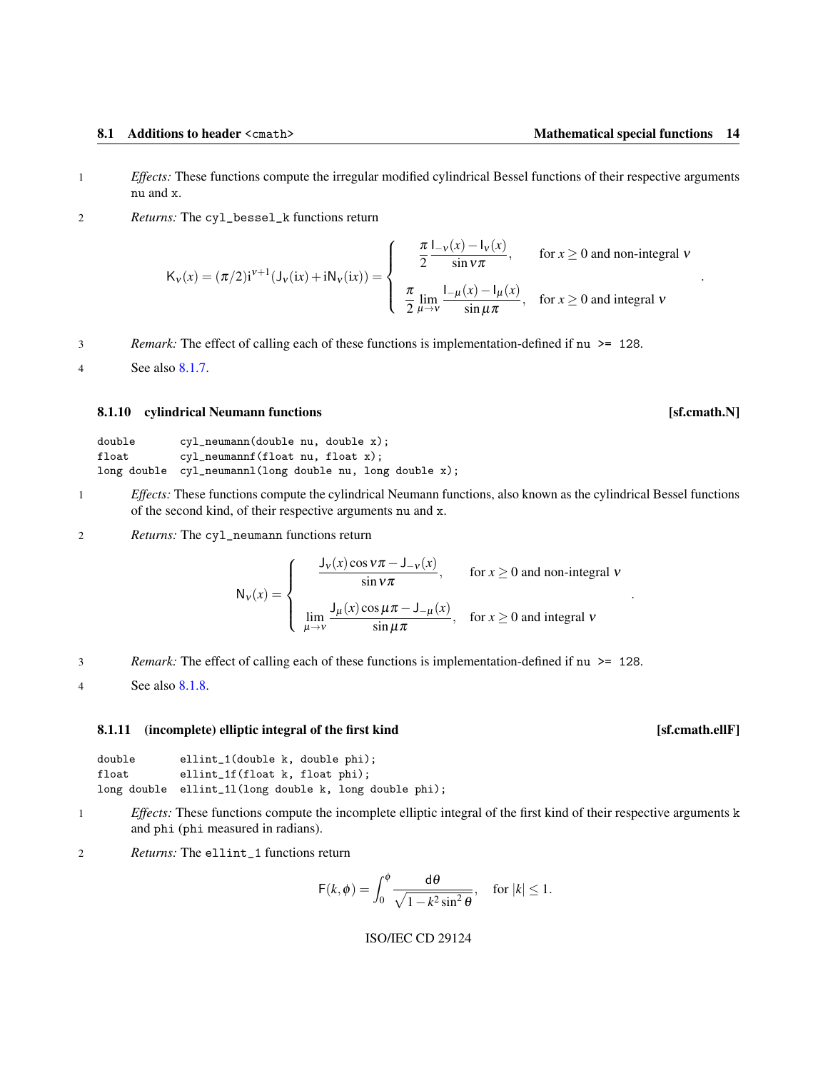1 *Effects:* These functions compute the irregular modified cylindrical Bessel functions of their respective arguments `nu` and `x`.

2 *Returns:* The `cyl_bessel_k` functions return

$$\mathsf{K}_\nu(x) = (\pi/2)\mathrm{i}^{\nu+1}(\mathsf{J}_\nu(\mathrm{i}x) + \mathrm{i}\mathsf{N}_\nu(\mathrm{i}x)) = \begin{cases} \dfrac{\pi}{2}\dfrac{\mathsf{I}_{-\nu}(x) - \mathsf{I}_\nu(x)}{\sin \nu\pi}, & \text{for } x \geq 0 \text{ and non-integral } \nu \\[2ex] \dfrac{\pi}{2}\lim\limits_{\mu\to\nu}\dfrac{\mathsf{I}_{-\mu}(x) - \mathsf{I}_\mu(x)}{\sin \mu\pi}, & \text{for } x \geq 0 \text{ and integral } \nu \end{cases}.$$

3 *Remark:* The effect of calling each of these functions is implementation-defined if `nu >= 128`.

4 See also 8.1.7.

### 8.1.10 cylindrical Neumann functions [sf.cmath.N]

```
double      cyl_neumann(double nu, double x);
float       cyl_neumannf(float nu, float x);
long double cyl_neumannl(long double nu, long double x);
```

1 *Effects:* These functions compute the cylindrical Neumann functions, also known as the cylindrical Bessel functions of the second kind, of their respective arguments `nu` and `x`.

2 *Returns:* The `cyl_neumann` functions return

$$\mathsf{N}_\nu(x) = \begin{cases} \dfrac{\mathsf{J}_\nu(x)\cos \nu\pi - \mathsf{J}_{-\nu}(x)}{\sin \nu\pi}, & \text{for } x \geq 0 \text{ and non-integral } \nu \\[2ex] \lim\limits_{\mu\to\nu}\dfrac{\mathsf{J}_\mu(x)\cos \mu\pi - \mathsf{J}_{-\mu}(x)}{\sin \mu\pi}, & \text{for } x \geq 0 \text{ and integral } \nu \end{cases}.$$

3 *Remark:* The effect of calling each of these functions is implementation-defined if `nu >= 128`.

4 See also 8.1.8.

### 8.1.11 (incomplete) elliptic integral of the first kind [sf.cmath.ellF]

```
double      ellint_1(double k, double phi);
float       ellint_1f(float k, float phi);
long double ellint_1l(long double k, long double phi);
```

1 *Effects:* These functions compute the incomplete elliptic integral of the first kind of their respective arguments `k` and `phi` (`phi` measured in radians).

2 *Returns:* The `ellint_1` functions return

$$\mathsf{F}(k,\phi) = \int_0^\phi \frac{\mathrm{d}\theta}{\sqrt{1 - k^2\sin^2\theta}}, \quad \text{for } |k| \leq 1.$$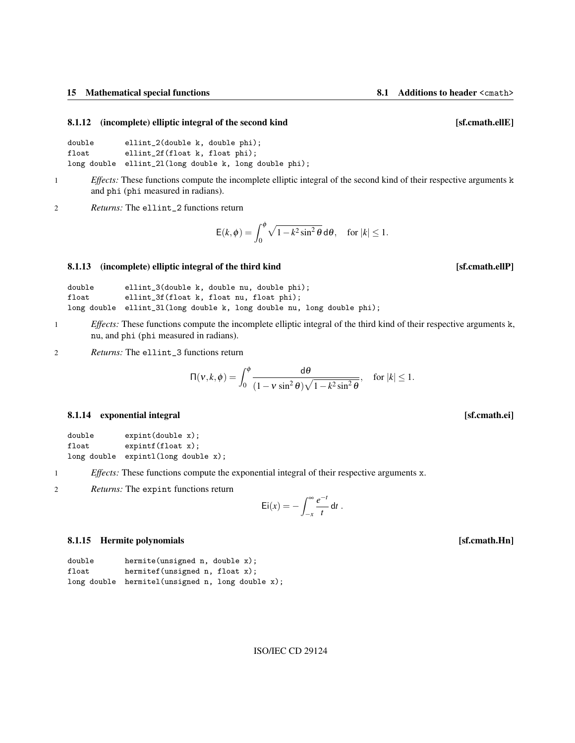#### 8.1.12 (incomplete) elliptic integral of the second kind [sf.cmath.ellE]

```
double       ellint_2(double k, double phi);
float        ellint_2f(float k, float phi);
long double  ellint_2l(long double k, long double phi);
```

1 *Effects:* These functions compute the incomplete elliptic integral of the second kind of their respective arguments `k` and `phi` (`phi` measured in radians).

2 *Returns:* The `ellint_2` functions return

$$\mathsf{E}(k,\phi) = \int_0^\phi \sqrt{1-k^2\sin^2\theta}\,\mathsf{d}\theta, \quad \text{for } |k| \le 1.$$

#### 8.1.13 (incomplete) elliptic integral of the third kind [sf.cmath.ellP]

```
double       ellint_3(double k, double nu, double phi);
float        ellint_3f(float k, float nu, float phi);
long double  ellint_3l(long double k, long double nu, long double phi);
```

1 *Effects:* These functions compute the incomplete elliptic integral of the third kind of their respective arguments `k`, `nu`, and `phi` (`phi` measured in radians).

2 *Returns:* The `ellint_3` functions return

$$\Pi(\nu,k,\phi) = \int_0^\phi \frac{\mathsf{d}\theta}{(1-\nu\sin^2\theta)\sqrt{1-k^2\sin^2\theta}}, \quad \text{for } |k| \le 1.$$

#### 8.1.14 exponential integral [sf.cmath.ei]

```
double       expint(double x);
float        expintf(float x);
long double  expintl(long double x);
```

1 *Effects:* These functions compute the exponential integral of their respective arguments `x`.

2 *Returns:* The `expint` functions return

$$\mathsf{Ei}(x) = -\int_{-x}^{\infty} \frac{e^{-t}}{t}\,\mathsf{d}t\ .$$

#### 8.1.15 Hermite polynomials [sf.cmath.Hn]

```
double       hermite(unsigned n, double x);
float        hermitef(unsigned n, float x);
long double  hermitel(unsigned n, long double x);
```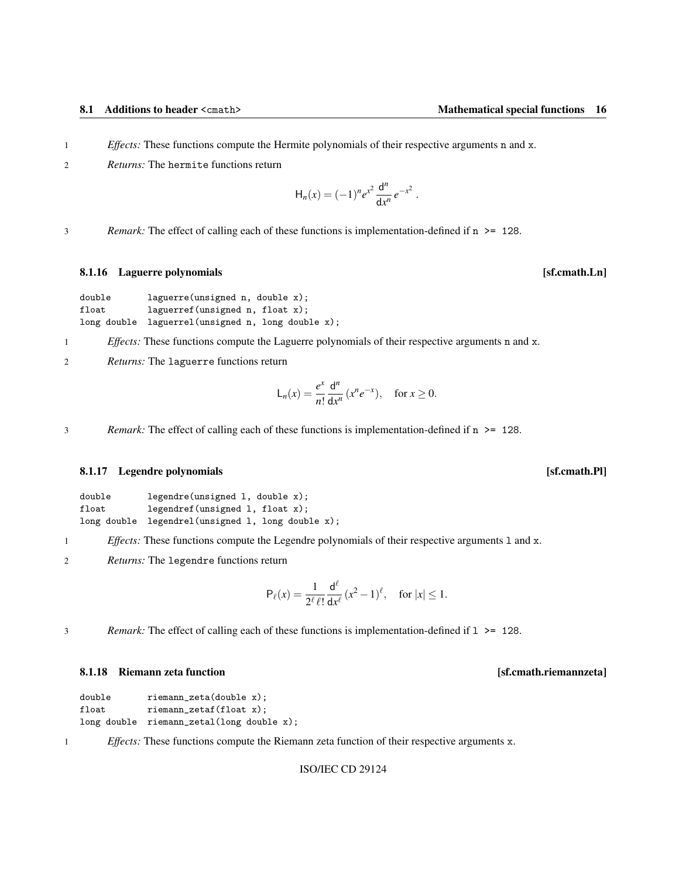1 *Effects:* These functions compute the Hermite polynomials of their respective arguments `n` and `x`.

2 *Returns:* The `hermite` functions return

$$\mathsf{H}_n(x) = (-1)^n e^{x^2} \frac{\mathsf{d}^n}{\mathsf{d}x^n} e^{-x^2} .$$

3 *Remark:* The effect of calling each of these functions is implementation-defined if `n >= 128`.

### 8.1.16 Laguerre polynomials [sf.cmath.Ln]

```
double       laguerre(unsigned n, double x);
float        laguerref(unsigned n, float x);
long double  laguerrel(unsigned n, long double x);
```

1 *Effects:* These functions compute the Laguerre polynomials of their respective arguments `n` and `x`.

2 *Returns:* The `laguerre` functions return

$$\mathsf{L}_n(x) = \frac{e^x}{n!} \frac{\mathsf{d}^n}{\mathsf{d}x^n} (x^n e^{-x}), \quad \text{for } x \geq 0.$$

3 *Remark:* The effect of calling each of these functions is implementation-defined if `n >= 128`.

### 8.1.17 Legendre polynomials [sf.cmath.Pl]

```
double       legendre(unsigned l, double x);
float        legendref(unsigned l, float x);
long double  legendrel(unsigned l, long double x);
```

1 *Effects:* These functions compute the Legendre polynomials of their respective arguments `l` and `x`.

2 *Returns:* The `legendre` functions return

$$\mathsf{P}_\ell(x) = \frac{1}{2^\ell \, \ell!} \frac{\mathsf{d}^\ell}{\mathsf{d}x^\ell} (x^2 - 1)^\ell, \quad \text{for } |x| \leq 1.$$

3 *Remark:* The effect of calling each of these functions is implementation-defined if `l >= 128`.

### 8.1.18 Riemann zeta function [sf.cmath.riemannzeta]

```
double       riemann_zeta(double x);
float        riemann_zetaf(float x);
long double  riemann_zetal(long double x);
```

1 *Effects:* These functions compute the Riemann zeta function of their respective arguments `x`.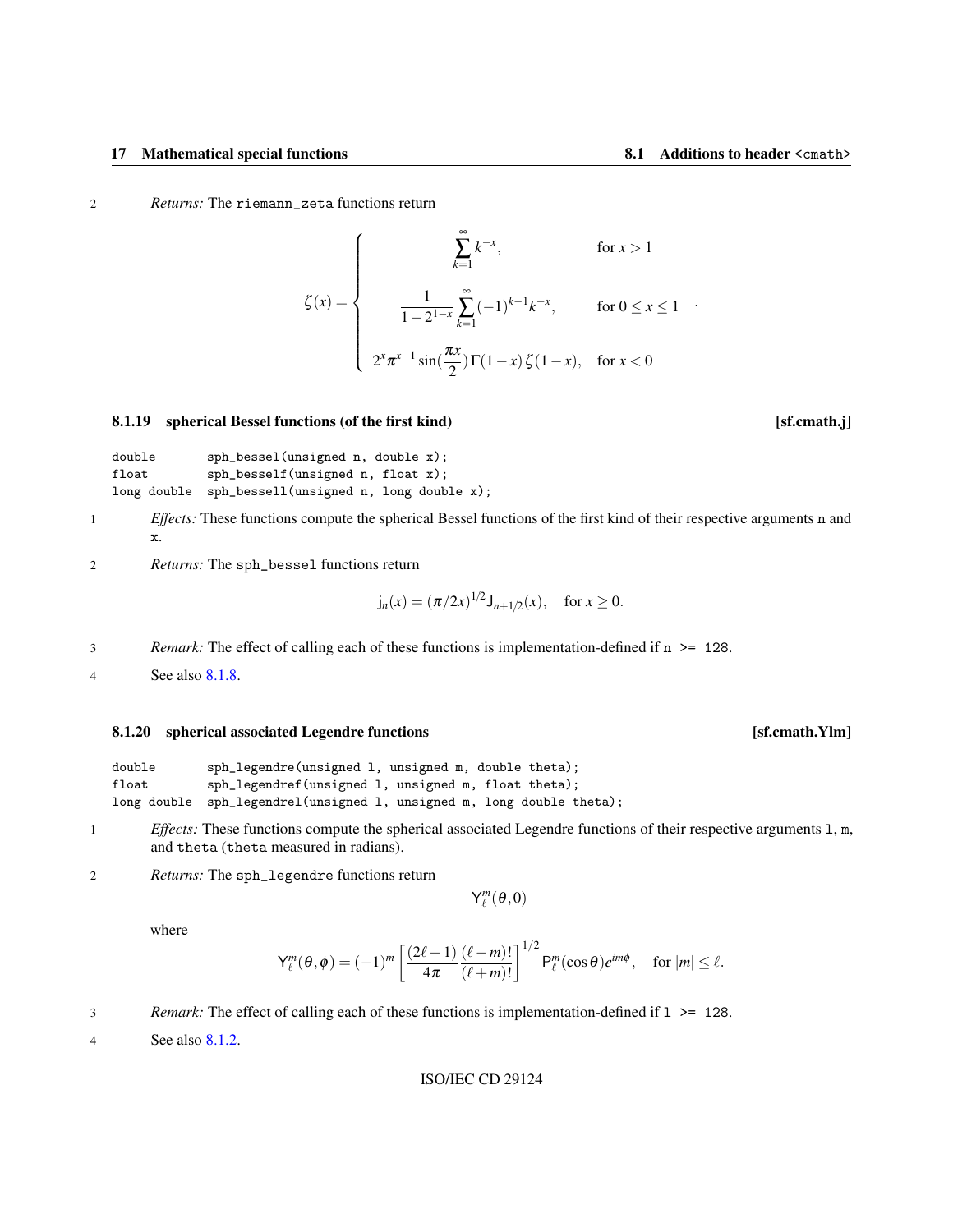2 *Returns:* The `riemann_zeta` functions return

$$\zeta(x) = \begin{cases} \displaystyle\sum_{k=1}^{\infty} k^{-x}, & \text{for } x > 1 \\ \displaystyle\frac{1}{1-2^{1-x}} \sum_{k=1}^{\infty} (-1)^{k-1} k^{-x}, & \text{for } 0 \le x \le 1 \\ 2^x \pi^{x-1} \sin(\frac{\pi x}{2}) \Gamma(1-x) \zeta(1-x), & \text{for } x < 0 \end{cases} .$$

### 8.1.19 spherical Bessel functions (of the first kind) [sf.cmath.j]

```
double       sph_bessel(unsigned n, double x);
float        sph_besself(unsigned n, float x);
long double  sph_bessell(unsigned n, long double x);
```

1 *Effects:* These functions compute the spherical Bessel functions of the first kind of their respective arguments `n` and `x`.

2 *Returns:* The `sph_bessel` functions return

$$\mathsf{j}_n(x) = (\pi/2x)^{1/2} \mathsf{J}_{n+1/2}(x), \quad \text{for } x \ge 0.$$

3 *Remark:* The effect of calling each of these functions is implementation-defined if `n >= 128`.

4 See also 8.1.8.

### 8.1.20 spherical associated Legendre functions [sf.cmath.Ylm]

```
double       sph_legendre(unsigned l, unsigned m, double theta);
float        sph_legendref(unsigned l, unsigned m, float theta);
long double  sph_legendrel(unsigned l, unsigned m, long double theta);
```

1 *Effects:* These functions compute the spherical associated Legendre functions of their respective arguments `l`, `m`, and `theta` (`theta` measured in radians).

2 *Returns:* The `sph_legendre` functions return

$$\mathsf{Y}_\ell^m(\theta, 0)$$

where

$$\mathsf{Y}_\ell^m(\theta, \phi) = (-1)^m \left[ \frac{(2\ell+1)}{4\pi} \frac{(\ell-m)!}{(\ell+m)!} \right]^{1/2} \mathsf{P}_\ell^m(\cos\theta) e^{im\phi}, \quad \text{for } |m| \le \ell.$$

3 *Remark:* The effect of calling each of these functions is implementation-defined if `l >= 128`.

4 See also 8.1.2.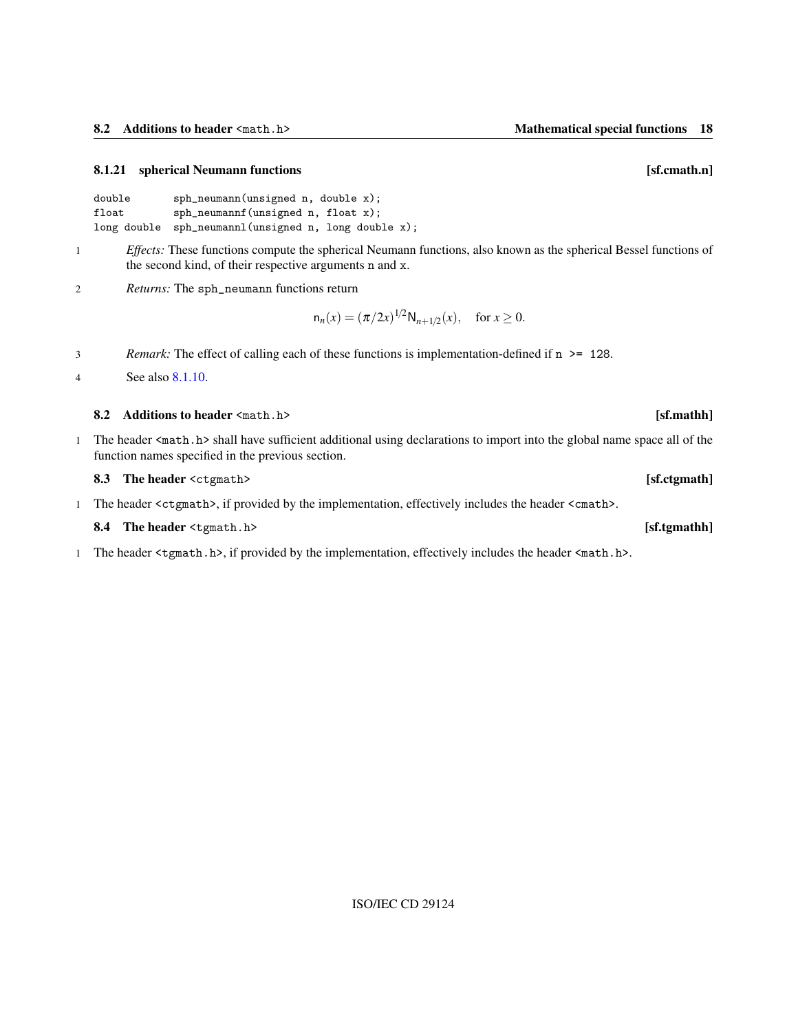### 8.1.21 spherical Neumann functions [sf.cmath.n]

```
double       sph_neumann(unsigned n, double x);
float        sph_neumannf(unsigned n, float x);
long double  sph_neumannl(unsigned n, long double x);
```

1 *Effects:* These functions compute the spherical Neumann functions, also known as the spherical Bessel functions of the second kind, of their respective arguments n and x.

2 *Returns:* The sph_neumann functions return

$$\mathsf{n}_n(x) = (\pi/2x)^{1/2}\mathsf{N}_{n+1/2}(x), \quad \text{for } x \geq 0.$$

3 *Remark:* The effect of calling each of these functions is implementation-defined if n >= 128.

4 See also 8.1.10.

## 8.2 Additions to header <math.h> [sf.mathh]

1 The header <math.h> shall have sufficient additional using declarations to import into the global name space all of the function names specified in the previous section.

## 8.3 The header <ctgmath> [sf.ctgmath]

1 The header <ctgmath>, if provided by the implementation, effectively includes the header <cmath>.

## 8.4 The header <tgmath.h> [sf.tgmathh]

1 The header <tgmath.h>, if provided by the implementation, effectively includes the header <math.h>.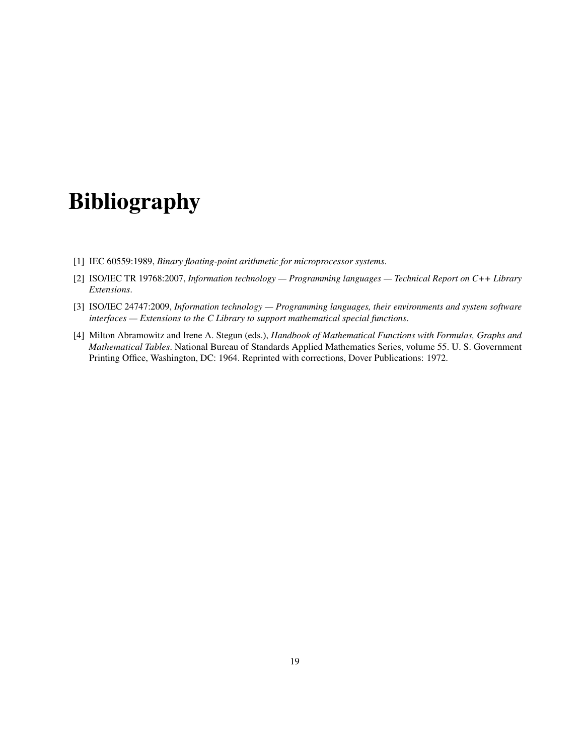# Bibliography

[1] IEC 60559:1989, *Binary floating-point arithmetic for microprocessor systems*.

[2] ISO/IEC TR 19768:2007, *Information technology — Programming languages — Technical Report on C++ Library Extensions*.

[3] ISO/IEC 24747:2009, *Information technology — Programming languages, their environments and system software interfaces — Extensions to the C Library to support mathematical special functions*.

[4] Milton Abramowitz and Irene A. Stegun (eds.), *Handbook of Mathematical Functions with Formulas, Graphs and Mathematical Tables*. National Bureau of Standards Applied Mathematics Series, volume 55. U. S. Government Printing Office, Washington, DC: 1964. Reprinted with corrections, Dover Publications: 1972.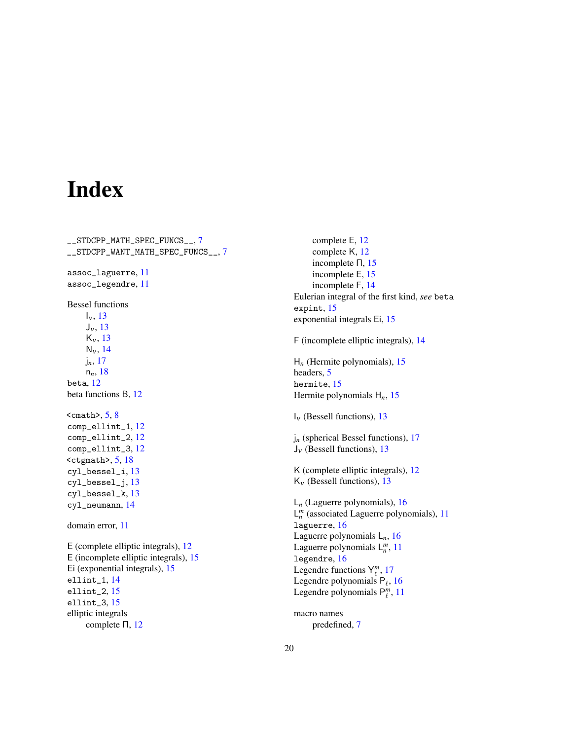# Index

`__STDCPP_MATH_SPEC_FUNCS__`, 7
`__STDCPP_WANT_MATH_SPEC_FUNCS__`, 7

`assoc_laguerre`, 11
`assoc_legendre`, 11

Bessel functions
- $\mathsf{I}_\nu$, 13
- $\mathsf{J}_\nu$, 13
- $\mathsf{K}_\nu$, 13
- $\mathsf{N}_\nu$, 14
- $\mathsf{j}_n$, 17
- $\mathsf{n}_n$, 18

`beta`, 12
beta functions $\mathsf{B}$, 12

`<cmath>`, 5, 8
`comp_ellint_1`, 12
`comp_ellint_2`, 12
`comp_ellint_3`, 12
`<ctgmath>`, 5, 18
`cyl_bessel_i`, 13
`cyl_bessel_j`, 13
`cyl_bessel_k`, 13
`cyl_neumann`, 14

domain error, 11

$\mathsf{E}$ (complete elliptic integrals), 12
$\mathsf{E}$ (incomplete elliptic integrals), 15
$\mathsf{Ei}$ (exponential integrals), 15
`ellint_1`, 14
`ellint_2`, 15
`ellint_3`, 15
elliptic integrals
- complete $\Pi$, 12
- complete $\mathsf{E}$, 12
- complete $\mathsf{K}$, 12
- incomplete $\Pi$, 15
- incomplete $\mathsf{E}$, 15
- incomplete $\mathsf{F}$, 14

Eulerian integral of the first kind, *see* `beta`
`expint`, 15
exponential integrals $\mathsf{Ei}$, 15

$\mathsf{F}$ (incomplete elliptic integrals), 14

$\mathsf{H}_n$ (Hermite polynomials), 15
headers, 5
`hermite`, 15
Hermite polynomials $\mathsf{H}_n$, 15

$\mathsf{I}_\nu$ (Bessell functions), 13

$\mathsf{j}_n$ (spherical Bessel functions), 17
$\mathsf{J}_\nu$ (Bessell functions), 13

$\mathsf{K}$ (complete elliptic integrals), 12
$\mathsf{K}_\nu$ (Bessell functions), 13

$\mathsf{L}_n$ (Laguerre polynomials), 16
$\mathsf{L}_n^m$ (associated Laguerre polynomials), 11
`laguerre`, 16
Laguerre polynomials $\mathsf{L}_n$, 16
Laguerre polynomials $\mathsf{L}_n^m$, 11
`legendre`, 16
Legendre functions $\mathsf{Y}_\ell^m$, 17
Legendre polynomials $\mathsf{P}_\ell$, 16
Legendre polynomials $\mathsf{P}_\ell^m$, 11

macro names
- predefined, 7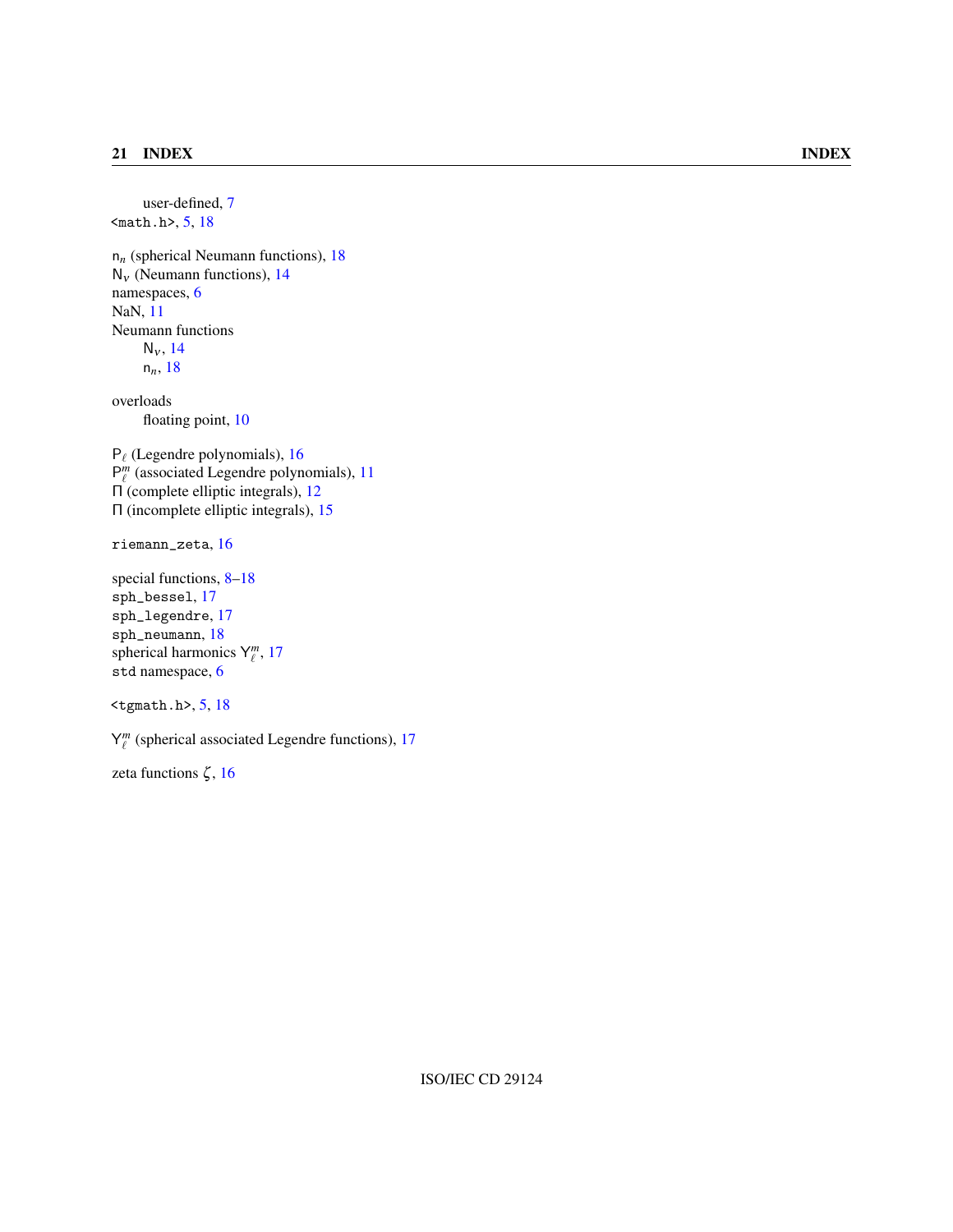user-defined, 7
`<math.h>`, 5, 18

$\mathsf{n}_n$ (spherical Neumann functions), 18
$\mathsf{N}_\nu$ (Neumann functions), 14
namespaces, 6
NaN, 11
Neumann functions
    $\mathsf{N}_\nu$, 14
    $\mathsf{n}_n$, 18

overloads
    floating point, 10

$\mathsf{P}_\ell$ (Legendre polynomials), 16
$\mathsf{P}_\ell^m$ (associated Legendre polynomials), 11
$\Pi$ (complete elliptic integrals), 12
$\Pi$ (incomplete elliptic integrals), 15

`riemann_zeta`, 16

special functions, 8–18
`sph_bessel`, 17
`sph_legendre`, 17
`sph_neumann`, 18
spherical harmonics $\mathsf{Y}_\ell^m$, 17
`std` namespace, 6

`<tgmath.h>`, 5, 18

$\mathsf{Y}_\ell^m$ (spherical associated Legendre functions), 17

zeta functions $\zeta$, 16